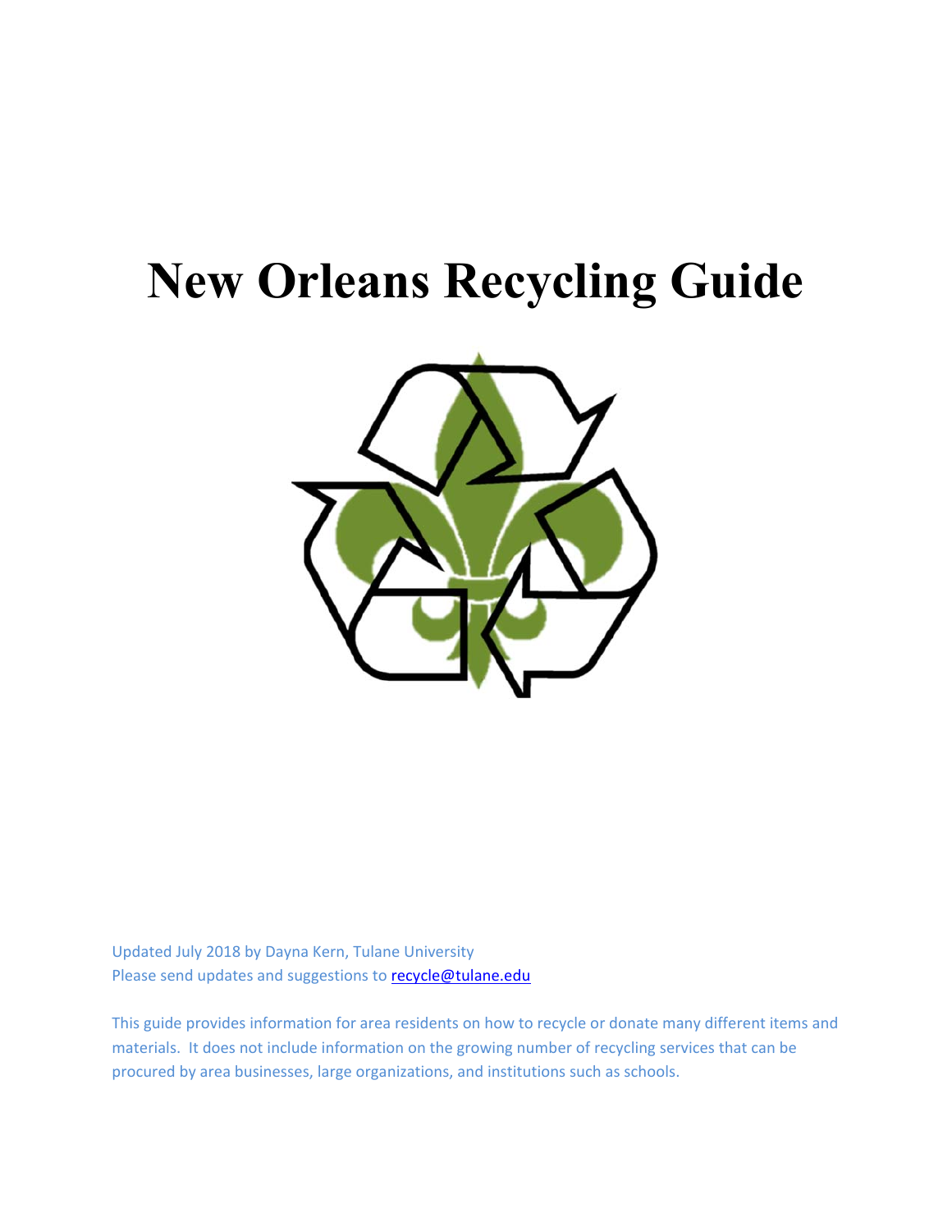# New Orleans Recycling Guide

Updated July 2018 by Dayna Kern, Tulane University
Please send updates and suggestions to [recycle@tulane.edu](mailto:recycle@tulane.edu)

This guide provides information for area residents on how to recycle or donate many different items and materials. It does not include information on the growing number of recycling services that can be procured by area businesses, large organizations, and institutions such as schools.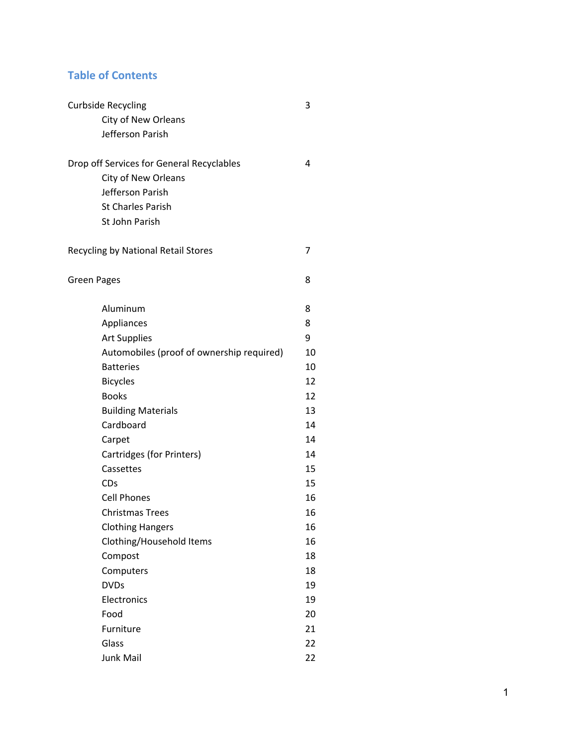## Table of Contents

| | |
|---|---|
| Curbside Recycling | 3 |
| &nbsp;&nbsp;&nbsp;&nbsp;City of New Orleans | |
| &nbsp;&nbsp;&nbsp;&nbsp;Jefferson Parish | |
| Drop off Services for General Recyclables | 4 |
| &nbsp;&nbsp;&nbsp;&nbsp;City of New Orleans | |
| &nbsp;&nbsp;&nbsp;&nbsp;Jefferson Parish | |
| &nbsp;&nbsp;&nbsp;&nbsp;St Charles Parish | |
| &nbsp;&nbsp;&nbsp;&nbsp;St John Parish | |
| Recycling by National Retail Stores | 7 |
| Green Pages | 8 |
| &nbsp;&nbsp;&nbsp;&nbsp;Aluminum | 8 |
| &nbsp;&nbsp;&nbsp;&nbsp;Appliances | 8 |
| &nbsp;&nbsp;&nbsp;&nbsp;Art Supplies | 9 |
| &nbsp;&nbsp;&nbsp;&nbsp;Automobiles (proof of ownership required) | 10 |
| &nbsp;&nbsp;&nbsp;&nbsp;Batteries | 10 |
| &nbsp;&nbsp;&nbsp;&nbsp;Bicycles | 12 |
| &nbsp;&nbsp;&nbsp;&nbsp;Books | 12 |
| &nbsp;&nbsp;&nbsp;&nbsp;Building Materials | 13 |
| &nbsp;&nbsp;&nbsp;&nbsp;Cardboard | 14 |
| &nbsp;&nbsp;&nbsp;&nbsp;Carpet | 14 |
| &nbsp;&nbsp;&nbsp;&nbsp;Cartridges (for Printers) | 14 |
| &nbsp;&nbsp;&nbsp;&nbsp;Cassettes | 15 |
| &nbsp;&nbsp;&nbsp;&nbsp;CDs | 15 |
| &nbsp;&nbsp;&nbsp;&nbsp;Cell Phones | 16 |
| &nbsp;&nbsp;&nbsp;&nbsp;Christmas Trees | 16 |
| &nbsp;&nbsp;&nbsp;&nbsp;Clothing Hangers | 16 |
| &nbsp;&nbsp;&nbsp;&nbsp;Clothing/Household Items | 16 |
| &nbsp;&nbsp;&nbsp;&nbsp;Compost | 18 |
| &nbsp;&nbsp;&nbsp;&nbsp;Computers | 18 |
| &nbsp;&nbsp;&nbsp;&nbsp;DVDs | 19 |
| &nbsp;&nbsp;&nbsp;&nbsp;Electronics | 19 |
| &nbsp;&nbsp;&nbsp;&nbsp;Food | 20 |
| &nbsp;&nbsp;&nbsp;&nbsp;Furniture | 21 |
| &nbsp;&nbsp;&nbsp;&nbsp;Glass | 22 |
| &nbsp;&nbsp;&nbsp;&nbsp;Junk Mail | 22 |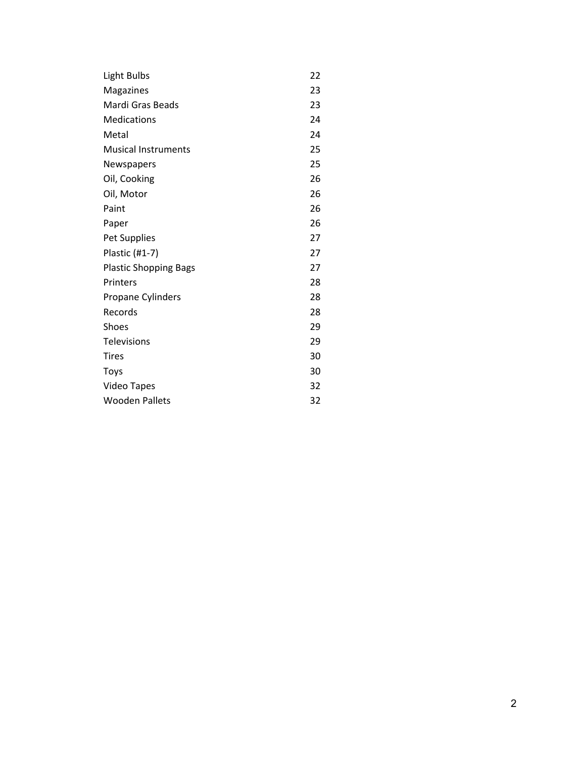| | |
|---|---|
| Light Bulbs | 22 |
| Magazines | 23 |
| Mardi Gras Beads | 23 |
| Medications | 24 |
| Metal | 24 |
| Musical Instruments | 25 |
| Newspapers | 25 |
| Oil, Cooking | 26 |
| Oil, Motor | 26 |
| Paint | 26 |
| Paper | 26 |
| Pet Supplies | 27 |
| Plastic (#1-7) | 27 |
| Plastic Shopping Bags | 27 |
| Printers | 28 |
| Propane Cylinders | 28 |
| Records | 28 |
| Shoes | 29 |
| Televisions | 29 |
| Tires | 30 |
| Toys | 30 |
| Video Tapes | 32 |
| Wooden Pallets | 32 |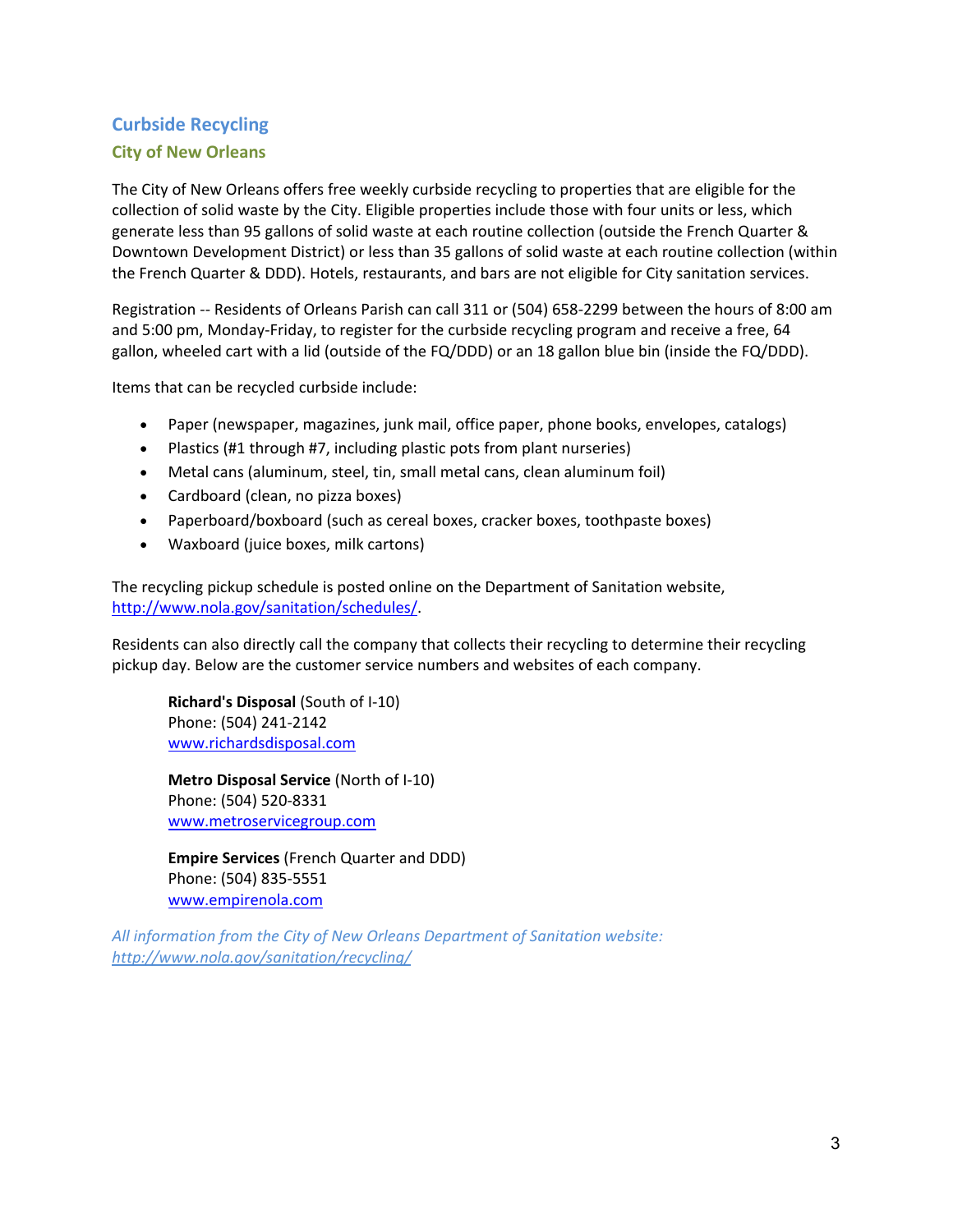## Curbside Recycling

### City of New Orleans

The City of New Orleans offers free weekly curbside recycling to properties that are eligible for the collection of solid waste by the City. Eligible properties include those with four units or less, which generate less than 95 gallons of solid waste at each routine collection (outside the French Quarter & Downtown Development District) or less than 35 gallons of solid waste at each routine collection (within the French Quarter & DDD). Hotels, restaurants, and bars are not eligible for City sanitation services.

Registration -- Residents of Orleans Parish can call 311 or (504) 658-2299 between the hours of 8:00 am and 5:00 pm, Monday-Friday, to register for the curbside recycling program and receive a free, 64 gallon, wheeled cart with a lid (outside of the FQ/DDD) or an 18 gallon blue bin (inside the FQ/DDD).

Items that can be recycled curbside include:

- Paper (newspaper, magazines, junk mail, office paper, phone books, envelopes, catalogs)
- Plastics (#1 through #7, including plastic pots from plant nurseries)
- Metal cans (aluminum, steel, tin, small metal cans, clean aluminum foil)
- Cardboard (clean, no pizza boxes)
- Paperboard/boxboard (such as cereal boxes, cracker boxes, toothpaste boxes)
- Waxboard (juice boxes, milk cartons)

The recycling pickup schedule is posted online on the Department of Sanitation website, http://www.nola.gov/sanitation/schedules/.

Residents can also directly call the company that collects their recycling to determine their recycling pickup day. Below are the customer service numbers and websites of each company.

**Richard's Disposal** (South of I-10)
Phone: (504) 241-2142
www.richardsdisposal.com

**Metro Disposal Service** (North of I-10)
Phone: (504) 520-8331
www.metroservicegroup.com

**Empire Services** (French Quarter and DDD)
Phone: (504) 835-5551
www.empirenola.com

*All information from the City of New Orleans Department of Sanitation website: http://www.nola.gov/sanitation/recycling/*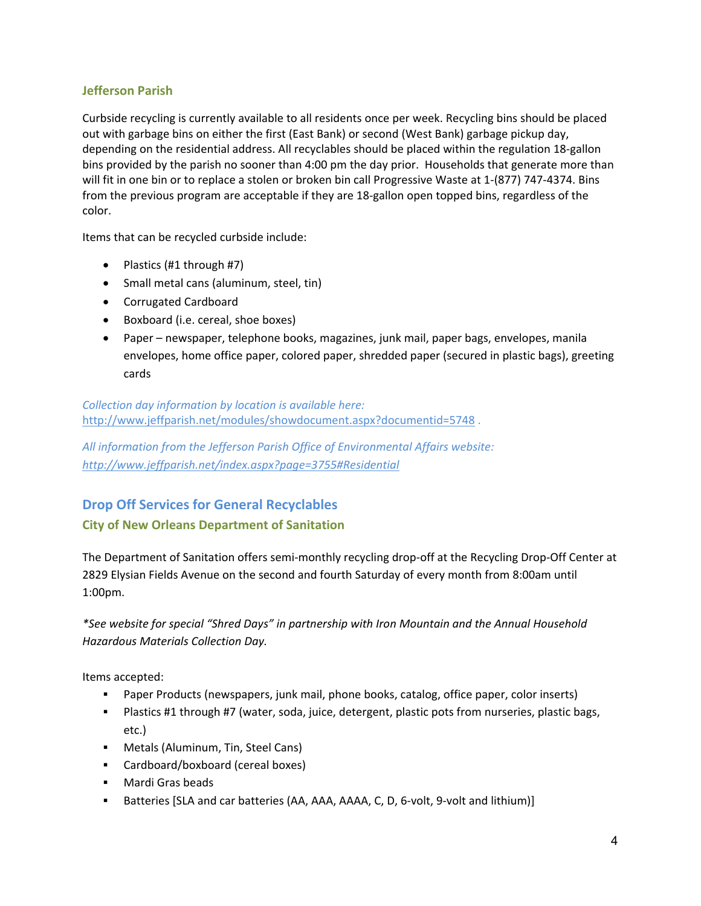### Jefferson Parish

Curbside recycling is currently available to all residents once per week. Recycling bins should be placed out with garbage bins on either the first (East Bank) or second (West Bank) garbage pickup day, depending on the residential address. All recyclables should be placed within the regulation 18-gallon bins provided by the parish no sooner than 4:00 pm the day prior. Households that generate more than will fit in one bin or to replace a stolen or broken bin call Progressive Waste at 1-(877) 747-4374. Bins from the previous program are acceptable if they are 18-gallon open topped bins, regardless of the color.

Items that can be recycled curbside include:

- Plastics (#1 through #7)
- Small metal cans (aluminum, steel, tin)
- Corrugated Cardboard
- Boxboard (i.e. cereal, shoe boxes)
- Paper – newspaper, telephone books, magazines, junk mail, paper bags, envelopes, manila envelopes, home office paper, colored paper, shredded paper (secured in plastic bags), greeting cards

*Collection day information by location is available here: [http://www.jeffparish.net/modules/showdocument.aspx?documentid=5748](http://www.jeffparish.net/modules/showdocument.aspx?documentid=5748) .*

*All information from the Jefferson Parish Office of Environmental Affairs website: [http://www.jeffparish.net/index.aspx?page=3755#Residential](http://www.jeffparish.net/index.aspx?page=3755#Residential)*

## Drop Off Services for General Recyclables

### City of New Orleans Department of Sanitation

The Department of Sanitation offers semi-monthly recycling drop-off at the Recycling Drop-Off Center at 2829 Elysian Fields Avenue on the second and fourth Saturday of every month from 8:00am until 1:00pm.

*\*See website for special "Shred Days" in partnership with Iron Mountain and the Annual Household Hazardous Materials Collection Day.*

Items accepted:

- Paper Products (newspapers, junk mail, phone books, catalog, office paper, color inserts)
- Plastics #1 through #7 (water, soda, juice, detergent, plastic pots from nurseries, plastic bags, etc.)
- Metals (Aluminum, Tin, Steel Cans)
- Cardboard/boxboard (cereal boxes)
- Mardi Gras beads
- Batteries [SLA and car batteries (AA, AAA, AAAA, C, D, 6-volt, 9-volt and lithium)]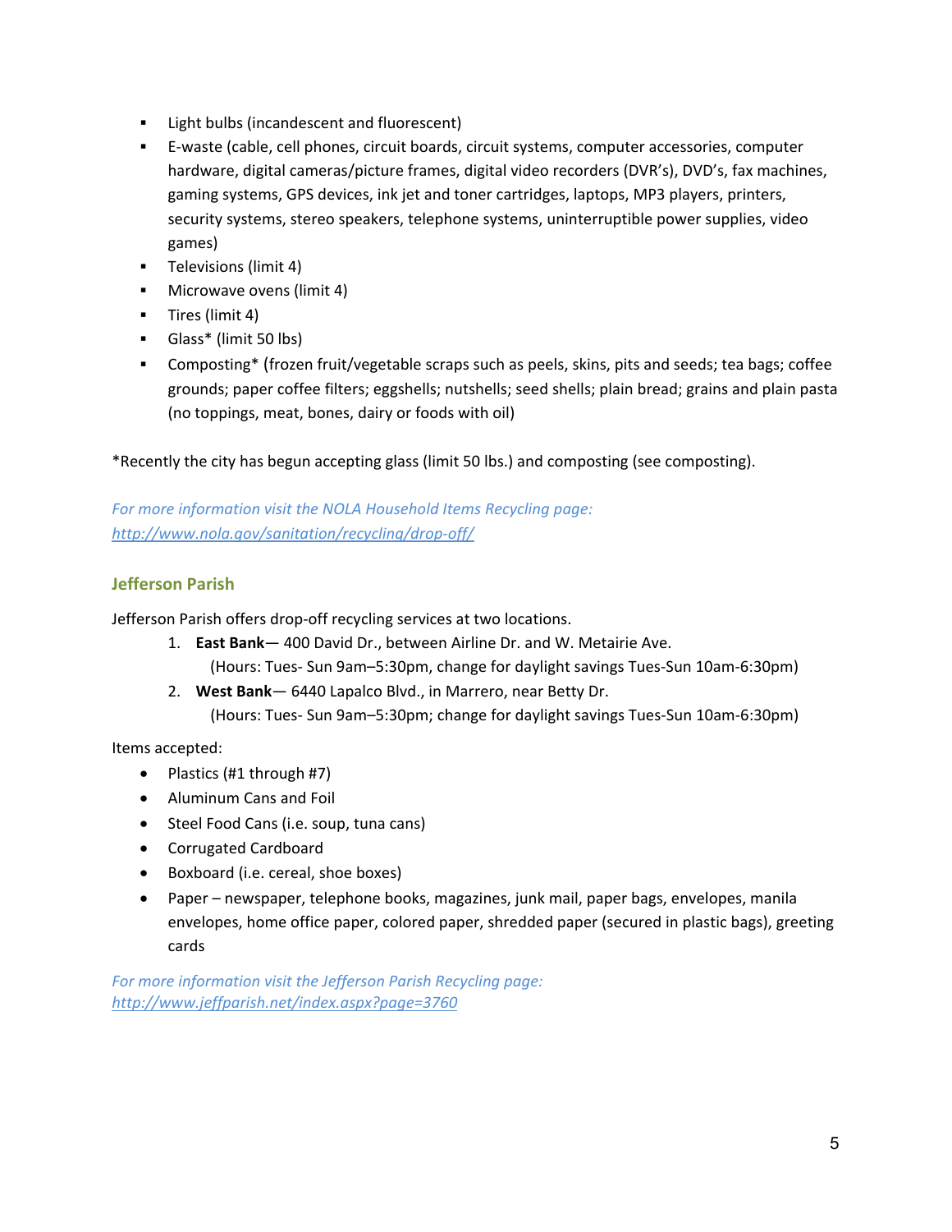- Light bulbs (incandescent and fluorescent)
- E-waste (cable, cell phones, circuit boards, circuit systems, computer accessories, computer hardware, digital cameras/picture frames, digital video recorders (DVR's), DVD's, fax machines, gaming systems, GPS devices, ink jet and toner cartridges, laptops, MP3 players, printers, security systems, stereo speakers, telephone systems, uninterruptible power supplies, video games)
- Televisions (limit 4)
- Microwave ovens (limit 4)
- Tires (limit 4)
- Glass* (limit 50 lbs)
- Composting* (frozen fruit/vegetable scraps such as peels, skins, pits and seeds; tea bags; coffee grounds; paper coffee filters; eggshells; nutshells; seed shells; plain bread; grains and plain pasta (no toppings, meat, bones, dairy or foods with oil)

*Recently the city has begun accepting glass (limit 50 lbs.) and composting (see composting).

*For more information visit the NOLA Household Items Recycling page:*
*http://www.nola.gov/sanitation/recycling/drop-off/*

### Jefferson Parish

Jefferson Parish offers drop-off recycling services at two locations.

1. **East Bank**— 400 David Dr., between Airline Dr. and W. Metairie Ave.
   (Hours: Tues- Sun 9am–5:30pm, change for daylight savings Tues-Sun 10am-6:30pm)
2. **West Bank**— 6440 Lapalco Blvd., in Marrero, near Betty Dr.
   (Hours: Tues- Sun 9am–5:30pm; change for daylight savings Tues-Sun 10am-6:30pm)

Items accepted:

- Plastics (#1 through #7)
- Aluminum Cans and Foil
- Steel Food Cans (i.e. soup, tuna cans)
- Corrugated Cardboard
- Boxboard (i.e. cereal, shoe boxes)
- Paper – newspaper, telephone books, magazines, junk mail, paper bags, envelopes, manila envelopes, home office paper, colored paper, shredded paper (secured in plastic bags), greeting cards

*For more information visit the Jefferson Parish Recycling page:*
*http://www.jeffparish.net/index.aspx?page=3760*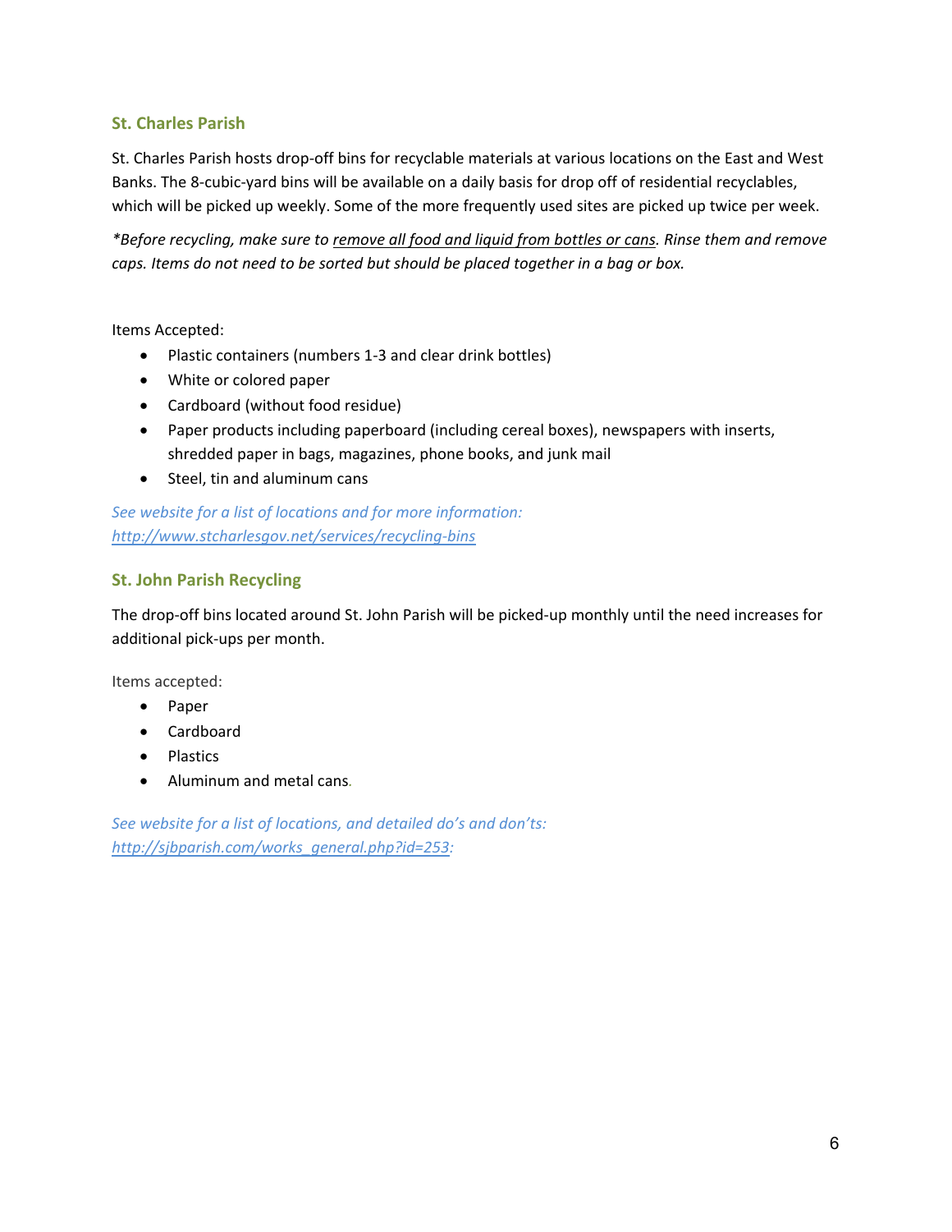## St. Charles Parish

St. Charles Parish hosts drop-off bins for recyclable materials at various locations on the East and West Banks. The 8-cubic-yard bins will be available on a daily basis for drop off of residential recyclables, which will be picked up weekly. Some of the more frequently used sites are picked up twice per week.

*\*Before recycling, make sure to <u>remove all food and liquid from bottles or cans</u>. Rinse them and remove caps. Items do not need to be sorted but should be placed together in a bag or box.*

Items Accepted:

- Plastic containers (numbers 1-3 and clear drink bottles)
- White or colored paper
- Cardboard (without food residue)
- Paper products including paperboard (including cereal boxes), newspapers with inserts, shredded paper in bags, magazines, phone books, and junk mail
- Steel, tin and aluminum cans

*See website for a list of locations and for more information:*
*[http://www.stcharlesgov.net/services/recycling-bins](http://www.stcharlesgov.net/services/recycling-bins)*

## St. John Parish Recycling

The drop-off bins located around St. John Parish will be picked-up monthly until the need increases for additional pick-ups per month.

Items accepted:

- Paper
- Cardboard
- Plastics
- Aluminum and metal cans.

*See website for a list of locations, and detailed do's and don'ts:*
*[http://sjbparish.com/works_general.php?id=253](http://sjbparish.com/works_general.php?id=253):*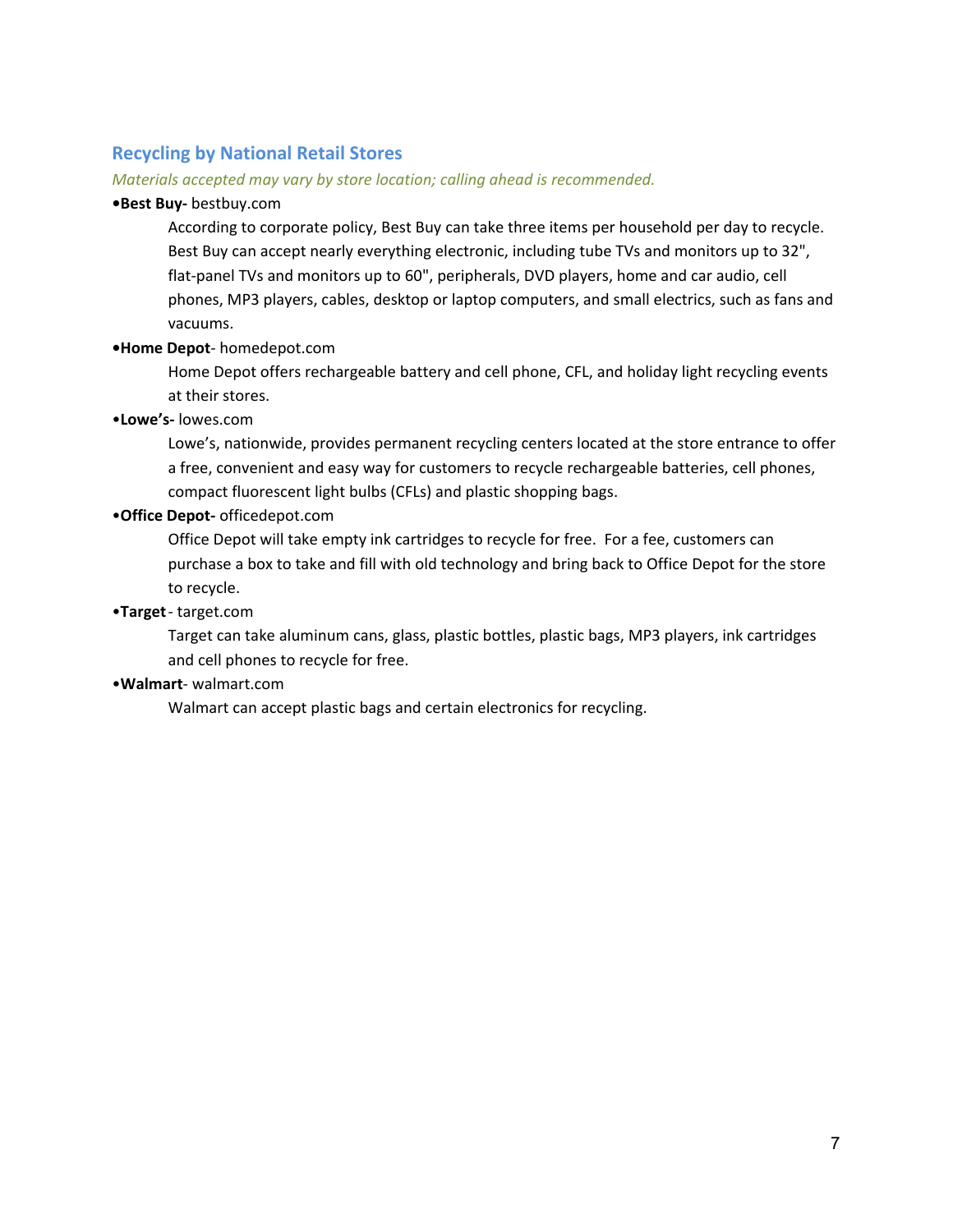## Recycling by National Retail Stores

*Materials accepted may vary by store location; calling ahead is recommended.*

- **Best Buy-** bestbuy.com

  According to corporate policy, Best Buy can take three items per household per day to recycle. Best Buy can accept nearly everything electronic, including tube TVs and monitors up to 32", flat-panel TVs and monitors up to 60", peripherals, DVD players, home and car audio, cell phones, MP3 players, cables, desktop or laptop computers, and small electrics, such as fans and vacuums.

- **Home Depot**- homedepot.com

  Home Depot offers rechargeable battery and cell phone, CFL, and holiday light recycling events at their stores.

- **Lowe's-** lowes.com

  Lowe's, nationwide, provides permanent recycling centers located at the store entrance to offer a free, convenient and easy way for customers to recycle rechargeable batteries, cell phones, compact fluorescent light bulbs (CFLs) and plastic shopping bags.

- **Office Depot-** officedepot.com

  Office Depot will take empty ink cartridges to recycle for free. For a fee, customers can purchase a box to take and fill with old technology and bring back to Office Depot for the store to recycle.

- **Target** - target.com

  Target can take aluminum cans, glass, plastic bottles, plastic bags, MP3 players, ink cartridges and cell phones to recycle for free.

- **Walmart**- walmart.com

  Walmart can accept plastic bags and certain electronics for recycling.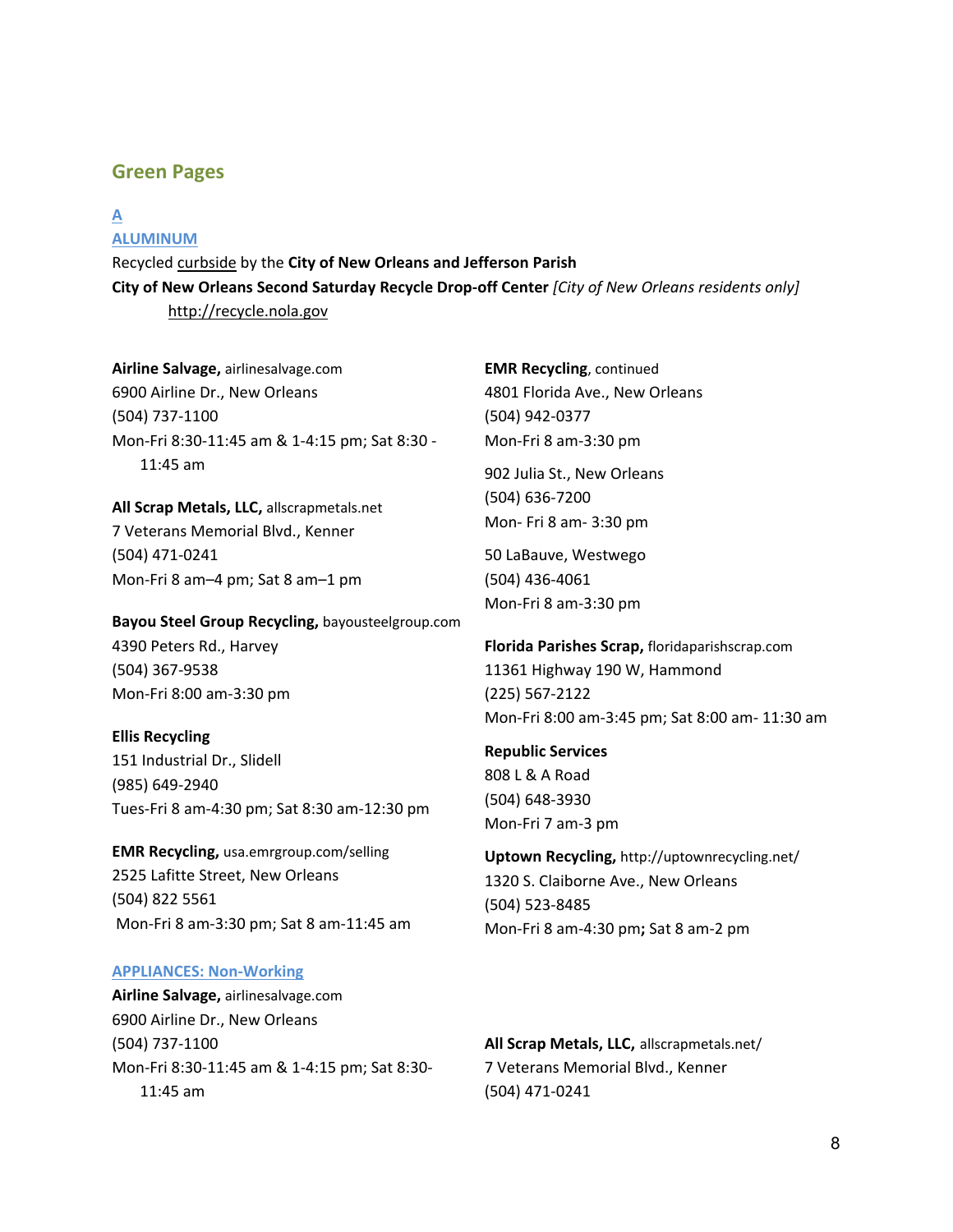## Green Pages

### A

### ALUMINUM

Recycled curbside by the **City of New Orleans and Jefferson Parish**

**City of New Orleans Second Saturday Recycle Drop-off Center** *[City of New Orleans residents only]*

http://recycle.nola.gov

**Airline Salvage,** airlinesalvage.com
6900 Airline Dr., New Orleans
(504) 737-1100
Mon-Fri 8:30-11:45 am & 1-4:15 pm; Sat 8:30 - 11:45 am

**All Scrap Metals, LLC,** allscrapmetals.net
7 Veterans Memorial Blvd., Kenner
(504) 471-0241
Mon-Fri 8 am–4 pm; Sat 8 am–1 pm

**Bayou Steel Group Recycling,** bayousteelgroup.com
4390 Peters Rd., Harvey
(504) 367-9538
Mon-Fri 8:00 am-3:30 pm

**Ellis Recycling**
151 Industrial Dr., Slidell
(985) 649-2940
Tues-Fri 8 am-4:30 pm; Sat 8:30 am-12:30 pm

**EMR Recycling,** usa.emrgroup.com/selling
2525 Lafitte Street, New Orleans
(504) 822 5561
Mon-Fri 8 am-3:30 pm; Sat 8 am-11:45 am

**EMR Recycling**, continued
4801 Florida Ave., New Orleans
(504) 942-0377
Mon-Fri 8 am-3:30 pm

902 Julia St., New Orleans
(504) 636-7200
Mon- Fri 8 am- 3:30 pm

50 LaBauve, Westwego
(504) 436-4061
Mon-Fri 8 am-3:30 pm

**Florida Parishes Scrap,** floridaparishscrap.com
11361 Highway 190 W, Hammond
(225) 567-2122
Mon-Fri 8:00 am-3:45 pm; Sat 8:00 am- 11:30 am

**Republic Services**
808 L & A Road
(504) 648-3930
Mon-Fri 7 am-3 pm

**Uptown Recycling,** http://uptownrecycling.net/
1320 S. Claiborne Ave., New Orleans
(504) 523-8485
Mon-Fri 8 am-4:30 pm**;** Sat 8 am-2 pm

### APPLIANCES: Non-Working

**Airline Salvage,** airlinesalvage.com
6900 Airline Dr., New Orleans
(504) 737-1100
Mon-Fri 8:30-11:45 am & 1-4:15 pm; Sat 8:30-11:45 am

**All Scrap Metals, LLC,** allscrapmetals.net/
7 Veterans Memorial Blvd., Kenner
(504) 471-0241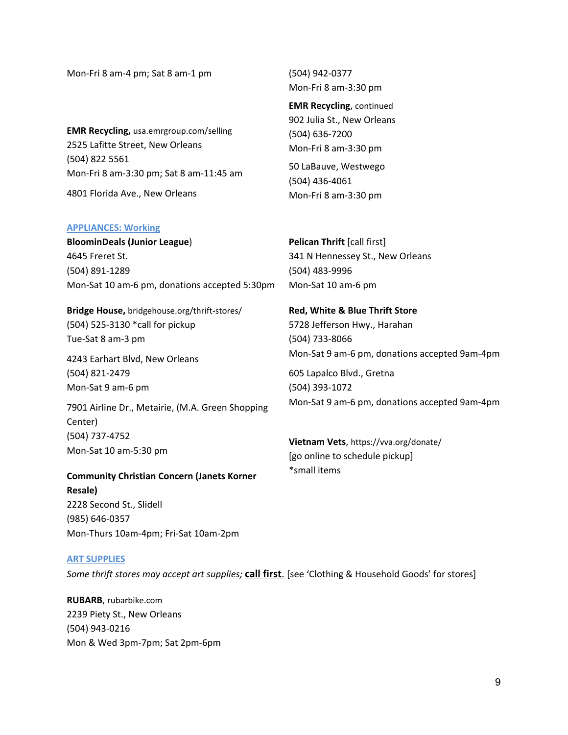Mon-Fri 8 am-4 pm; Sat 8 am-1 pm

**EMR Recycling,** usa.emrgroup.com/selling
2525 Lafitte Street, New Orleans
(504) 822 5561
Mon-Fri 8 am-3:30 pm; Sat 8 am-11:45 am

4801 Florida Ave., New Orleans
(504) 942-0377
Mon-Fri 8 am-3:30 pm

**EMR Recycling**, continued
902 Julia St., New Orleans
(504) 636-7200
Mon-Fri 8 am-3:30 pm

50 LaBauve, Westwego
(504) 436-4061
Mon-Fri 8 am-3:30 pm

## APPLIANCES: Working

**BloominDeals (Junior League**)
4645 Freret St.
(504) 891-1289
Mon-Sat 10 am-6 pm, donations accepted 5:30pm

**Bridge House,** bridgehouse.org/thrift-stores/
(504) 525-3130 *call for pickup
Tue-Sat 8 am-3 pm

4243 Earhart Blvd, New Orleans
(504) 821-2479
Mon-Sat 9 am-6 pm

7901 Airline Dr., Metairie, (M.A. Green Shopping Center)
(504) 737-4752
Mon-Sat 10 am-5:30 pm

**Community Christian Concern (Janets Korner Resale)**
2228 Second St., Slidell
(985) 646-0357
Mon-Thurs 10am-4pm; Fri-Sat 10am-2pm

**Pelican Thrift** [call first]
341 N Hennessey St., New Orleans
(504) 483-9996
Mon-Sat 10 am-6 pm

**Red, White & Blue Thrift Store**
5728 Jefferson Hwy., Harahan
(504) 733-8066
Mon-Sat 9 am-6 pm, donations accepted 9am-4pm

605 Lapalco Blvd., Gretna
(504) 393-1072
Mon-Sat 9 am-6 pm, donations accepted 9am-4pm

**Vietnam Vets**, https://vva.org/donate/
[go online to schedule pickup]
*small items

## ART SUPPLIES

*Some thrift stores may accept art supplies;* **call first**. [see 'Clothing & Household Goods' for stores]

**RUBARB**, rubarbike.com
2239 Piety St., New Orleans
(504) 943-0216
Mon & Wed 3pm-7pm; Sat 2pm-6pm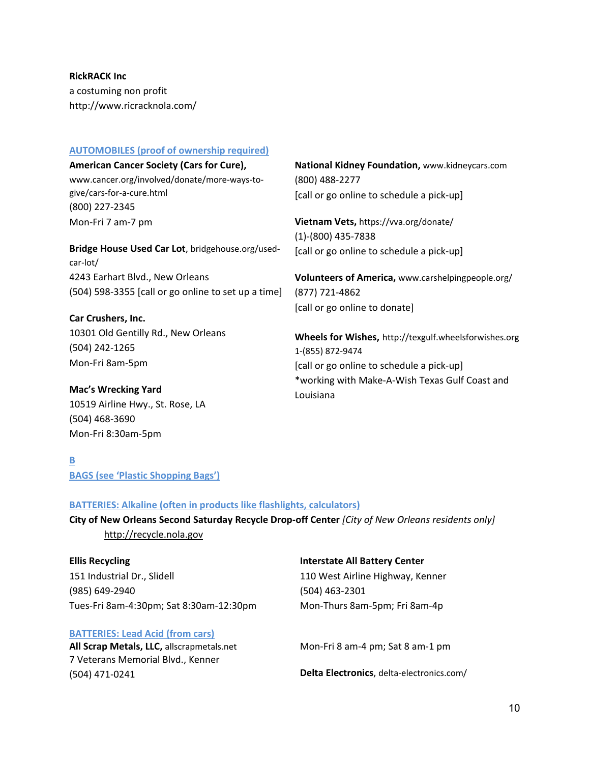**RickRACK Inc**
a costuming non profit
http://www.ricracknola.com/

### AUTOMOBILES (proof of ownership required)

**American Cancer Society (Cars for Cure),** www.cancer.org/involved/donate/more-ways-to-give/cars-for-a-cure.html
(800) 227-2345
Mon-Fri 7 am-7 pm

**Bridge House Used Car Lot**, bridgehouse.org/used-car-lot/
4243 Earhart Blvd., New Orleans
(504) 598-3355 [call or go online to set up a time]

**Car Crushers, Inc.**
10301 Old Gentilly Rd., New Orleans
(504) 242-1265
Mon-Fri 8am-5pm

**Mac's Wrecking Yard**
10519 Airline Hwy., St. Rose, LA
(504) 468-3690
Mon-Fri 8:30am-5pm

**National Kidney Foundation,** www.kidneycars.com
(800) 488-2277
[call or go online to schedule a pick-up]

**Vietnam Vets,** https://vva.org/donate/
(1)-(800) 435-7838
[call or go online to schedule a pick-up]

**Volunteers of America,** www.carshelpingpeople.org/
(877) 721-4862
[call or go online to donate]

**Wheels for Wishes,** http://texgulf.wheelsforwishes.org
1-(855) 872-9474
[call or go online to schedule a pick-up]
*working with Make-A-Wish Texas Gulf Coast and Louisiana

## B

### BAGS (see 'Plastic Shopping Bags')

### BATTERIES: Alkaline (often in products like flashlights, calculators)

**City of New Orleans Second Saturday Recycle Drop-off Center** *[City of New Orleans residents only]*
http://recycle.nola.gov

**Ellis Recycling**
151 Industrial Dr., Slidell
(985) 649-2940
Tues-Fri 8am-4:30pm; Sat 8:30am-12:30pm

**Interstate All Battery Center**
110 West Airline Highway, Kenner
(504) 463-2301
Mon-Thurs 8am-5pm; Fri 8am-4p

### BATTERIES: Lead Acid (from cars)

**All Scrap Metals, LLC,** allscrapmetals.net
7 Veterans Memorial Blvd., Kenner
(504) 471-0241
Mon-Fri 8 am-4 pm; Sat 8 am-1 pm

**Delta Electronics**, delta-electronics.com/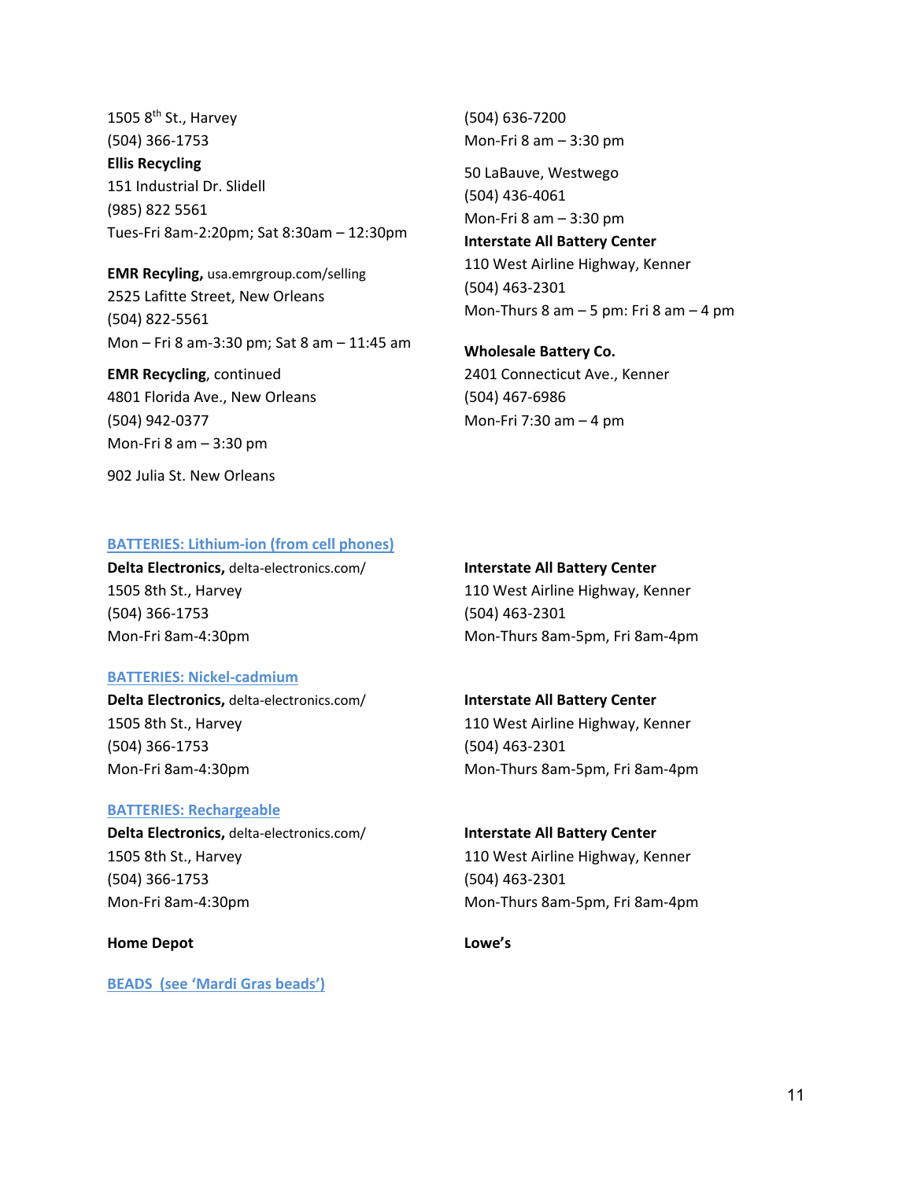1505 8th St., Harvey
(504) 366-1753

**Ellis Recycling**
151 Industrial Dr. Slidell
(985) 822 5561
Tues-Fri 8am-2:20pm; Sat 8:30am – 12:30pm

**EMR Recyling,** usa.emrgroup.com/selling
2525 Lafitte Street, New Orleans
(504) 822-5561
Mon – Fri 8 am-3:30 pm; Sat 8 am – 11:45 am

**EMR Recycling**, continued
4801 Florida Ave., New Orleans
(504) 942-0377
Mon-Fri 8 am – 3:30 pm

902 Julia St. New Orleans
(504) 636-7200
Mon-Fri 8 am – 3:30 pm

50 LaBauve, Westwego
(504) 436-4061
Mon-Fri 8 am – 3:30 pm

**Interstate All Battery Center**
110 West Airline Highway, Kenner
(504) 463-2301
Mon-Thurs 8 am – 5 pm: Fri 8 am – 4 pm

**Wholesale Battery Co.**
2401 Connecticut Ave., Kenner
(504) 467-6986
Mon-Fri 7:30 am – 4 pm

## BATTERIES: Lithium-ion (from cell phones)

**Delta Electronics,** delta-electronics.com/
1505 8th St., Harvey
(504) 366-1753
Mon-Fri 8am-4:30pm

**Interstate All Battery Center**
110 West Airline Highway, Kenner
(504) 463-2301
Mon-Thurs 8am-5pm, Fri 8am-4pm

## BATTERIES: Nickel-cadmium

**Delta Electronics,** delta-electronics.com/
1505 8th St., Harvey
(504) 366-1753
Mon-Fri 8am-4:30pm

**Interstate All Battery Center**
110 West Airline Highway, Kenner
(504) 463-2301
Mon-Thurs 8am-5pm, Fri 8am-4pm

## BATTERIES: Rechargeable

**Delta Electronics,** delta-electronics.com/
1505 8th St., Harvey
(504) 366-1753
Mon-Fri 8am-4:30pm

**Interstate All Battery Center**
110 West Airline Highway, Kenner
(504) 463-2301
Mon-Thurs 8am-5pm, Fri 8am-4pm

**Home Depot**

**Lowe's**

## BEADS (see 'Mardi Gras beads')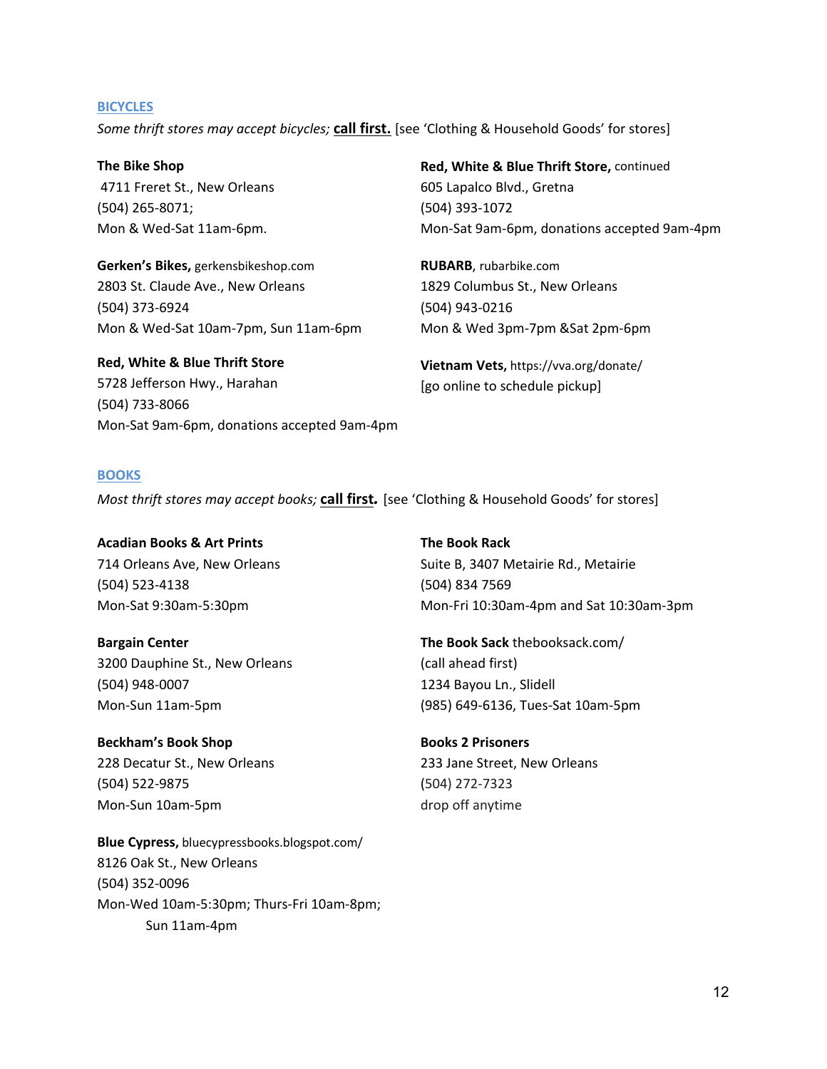## BICYCLES

*Some thrift stores may accept bicycles;* **call first.** [see 'Clothing & Household Goods' for stores]

**The Bike Shop**
4711 Freret St., New Orleans
(504) 265-8071;
Mon & Wed-Sat 11am-6pm.

**Gerken's Bikes,** gerkensbikeshop.com
2803 St. Claude Ave., New Orleans
(504) 373-6924
Mon & Wed-Sat 10am-7pm, Sun 11am-6pm

**Red, White & Blue Thrift Store**
5728 Jefferson Hwy., Harahan
(504) 733-8066
Mon-Sat 9am-6pm, donations accepted 9am-4pm

**Red, White & Blue Thrift Store,** continued
605 Lapalco Blvd., Gretna
(504) 393-1072
Mon-Sat 9am-6pm, donations accepted 9am-4pm

**RUBARB**, rubarbike.com
1829 Columbus St., New Orleans
(504) 943-0216
Mon & Wed 3pm-7pm &Sat 2pm-6pm

**Vietnam Vets,** https://vva.org/donate/
[go online to schedule pickup]

## BOOKS

*Most thrift stores may accept books;* **call first.** [see 'Clothing & Household Goods' for stores]

**Acadian Books & Art Prints**
714 Orleans Ave, New Orleans
(504) 523-4138
Mon-Sat 9:30am-5:30pm

**Bargain Center**
3200 Dauphine St., New Orleans
(504) 948-0007
Mon-Sun 11am-5pm

**Beckham's Book Shop**
228 Decatur St., New Orleans
(504) 522-9875
Mon-Sun 10am-5pm

**Blue Cypress,** bluecypressbooks.blogspot.com/
8126 Oak St., New Orleans
(504) 352-0096
Mon-Wed 10am-5:30pm; Thurs-Fri 10am-8pm; Sun 11am-4pm

**The Book Rack**
Suite B, 3407 Metairie Rd., Metairie
(504) 834 7569
Mon-Fri 10:30am-4pm and Sat 10:30am-3pm

**The Book Sack** thebooksack.com/
(call ahead first)
1234 Bayou Ln., Slidell
(985) 649-6136, Tues-Sat 10am-5pm

**Books 2 Prisoners**
233 Jane Street, New Orleans
(504) 272-7323
drop off anytime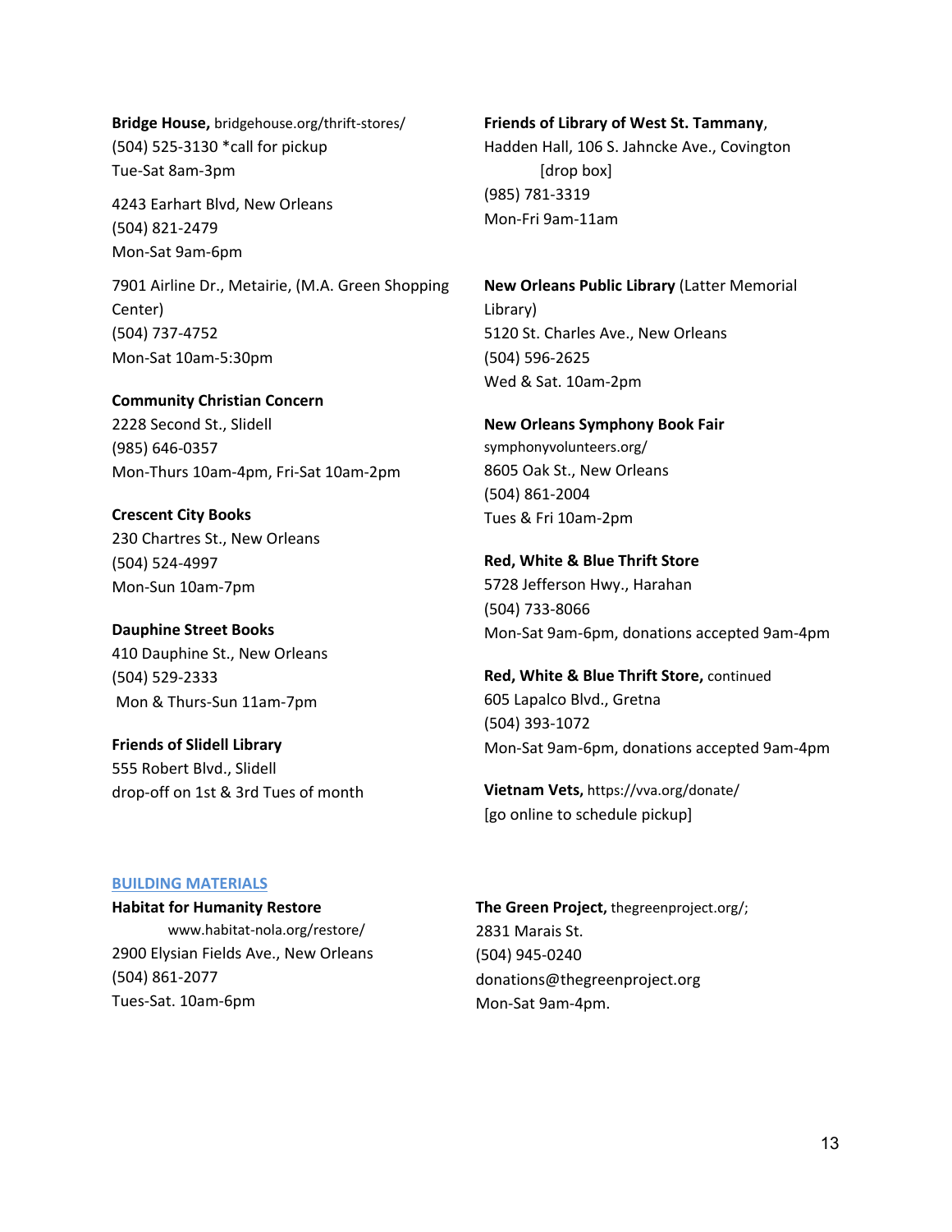**Bridge House,** bridgehouse.org/thrift-stores/
(504) 525-3130 *call for pickup
Tue-Sat 8am-3pm

4243 Earhart Blvd, New Orleans
(504) 821-2479
Mon-Sat 9am-6pm

7901 Airline Dr., Metairie, (M.A. Green Shopping Center)
(504) 737-4752
Mon-Sat 10am-5:30pm

**Community Christian Concern**
2228 Second St., Slidell
(985) 646-0357
Mon-Thurs 10am-4pm, Fri-Sat 10am-2pm

**Crescent City Books**
230 Chartres St., New Orleans
(504) 524-4997
Mon-Sun 10am-7pm

**Dauphine Street Books**
410 Dauphine St., New Orleans
(504) 529-2333
Mon & Thurs-Sun 11am-7pm

**Friends of Slidell Library**
555 Robert Blvd., Slidell
drop-off on 1st & 3rd Tues of month

**Friends of Library of West St. Tammany**,
Hadden Hall, 106 S. Jahncke Ave., Covington
[drop box]
(985) 781-3319
Mon-Fri 9am-11am

**New Orleans Public Library** (Latter Memorial Library)
5120 St. Charles Ave., New Orleans
(504) 596-2625
Wed & Sat. 10am-2pm

**New Orleans Symphony Book Fair**
symphonyvolunteers.org/
8605 Oak St., New Orleans
(504) 861-2004
Tues & Fri 10am-2pm

**Red, White & Blue Thrift Store**
5728 Jefferson Hwy., Harahan
(504) 733-8066
Mon-Sat 9am-6pm, donations accepted 9am-4pm

**Red, White & Blue Thrift Store,** continued
605 Lapalco Blvd., Gretna
(504) 393-1072
Mon-Sat 9am-6pm, donations accepted 9am-4pm

**Vietnam Vets,** https://vva.org/donate/
[go online to schedule pickup]

## BUILDING MATERIALS

**Habitat for Humanity Restore**
www.habitat-nola.org/restore/
2900 Elysian Fields Ave., New Orleans
(504) 861-2077
Tues-Sat. 10am-6pm

**The Green Project,** thegreenproject.org/;
2831 Marais St.
(504) 945-0240
donations@thegreenproject.org
Mon-Sat 9am-4pm.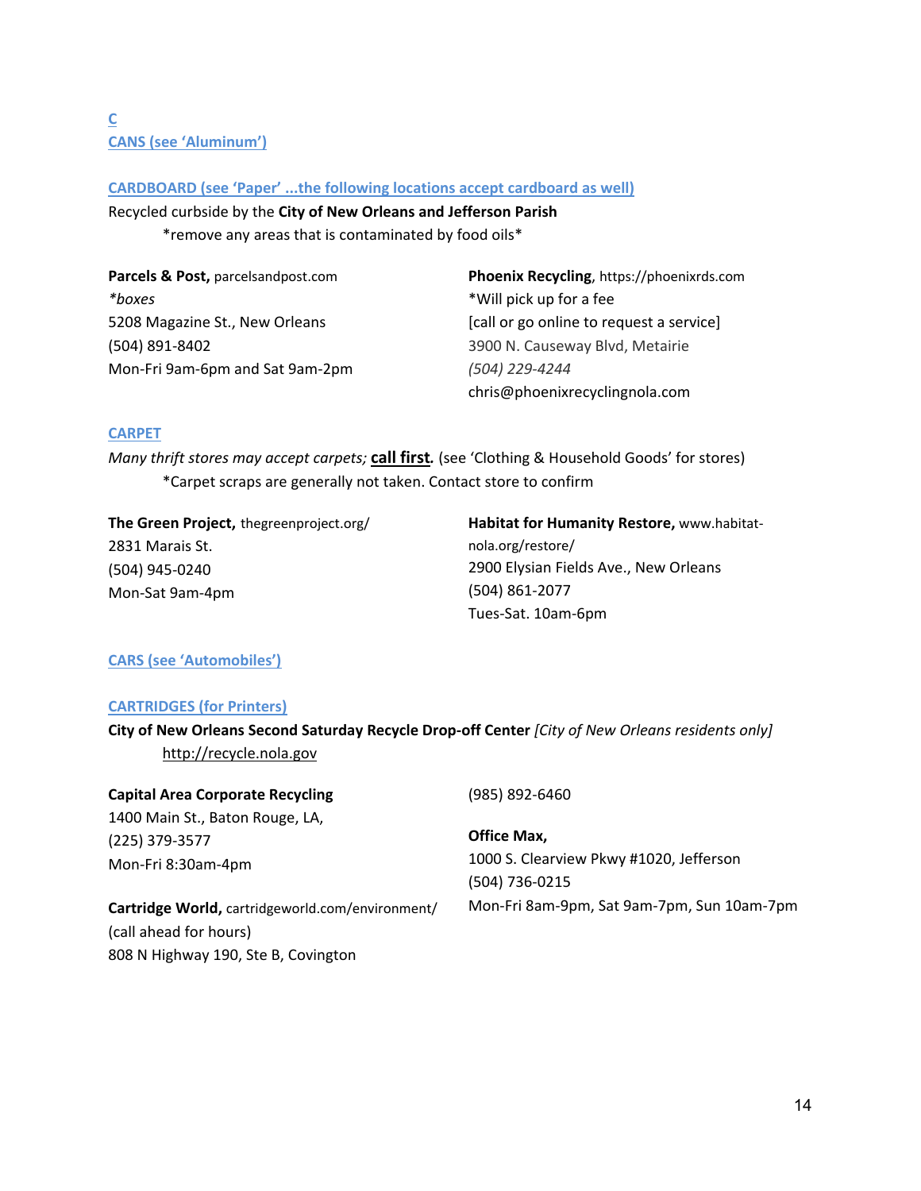## C

### CANS (see 'Aluminum')

### CARDBOARD (see 'Paper' ...the following locations accept cardboard as well)

Recycled curbside by the **City of New Orleans and Jefferson Parish**

*remove any areas that is contaminated by food oils*

**Parcels & Post,** parcelsandpost.com
*\*boxes*
5208 Magazine St., New Orleans
(504) 891-8402
Mon-Fri 9am-6pm and Sat 9am-2pm

**Phoenix Recycling**, https://phoenixrds.com
*Will pick up for a fee
[call or go online to request a service]
3900 N. Causeway Blvd, Metairie
*(504) 229-4244*
chris@phoenixrecyclingnola.com

### CARPET

*Many thrift stores may accept carpets;* **call first.** (see 'Clothing & Household Goods' for stores)

*Carpet scraps are generally not taken. Contact store to confirm

**The Green Project,** thegreenproject.org/
2831 Marais St.
(504) 945-0240
Mon-Sat 9am-4pm

**Habitat for Humanity Restore,** www.habitat-nola.org/restore/
2900 Elysian Fields Ave., New Orleans
(504) 861-2077
Tues-Sat. 10am-6pm

### CARS (see 'Automobiles')

### CARTRIDGES (for Printers)

**City of New Orleans Second Saturday Recycle Drop-off Center** *[City of New Orleans residents only]*
http://recycle.nola.gov

**Capital Area Corporate Recycling**
1400 Main St., Baton Rouge, LA,
(225) 379-3577
Mon-Fri 8:30am-4pm

**Cartridge World,** cartridgeworld.com/environment/
(call ahead for hours)
808 N Highway 190, Ste B, Covington
(985) 892-6460

**Office Max,**
1000 S. Clearview Pkwy #1020, Jefferson
(504) 736-0215
Mon-Fri 8am-9pm, Sat 9am-7pm, Sun 10am-7pm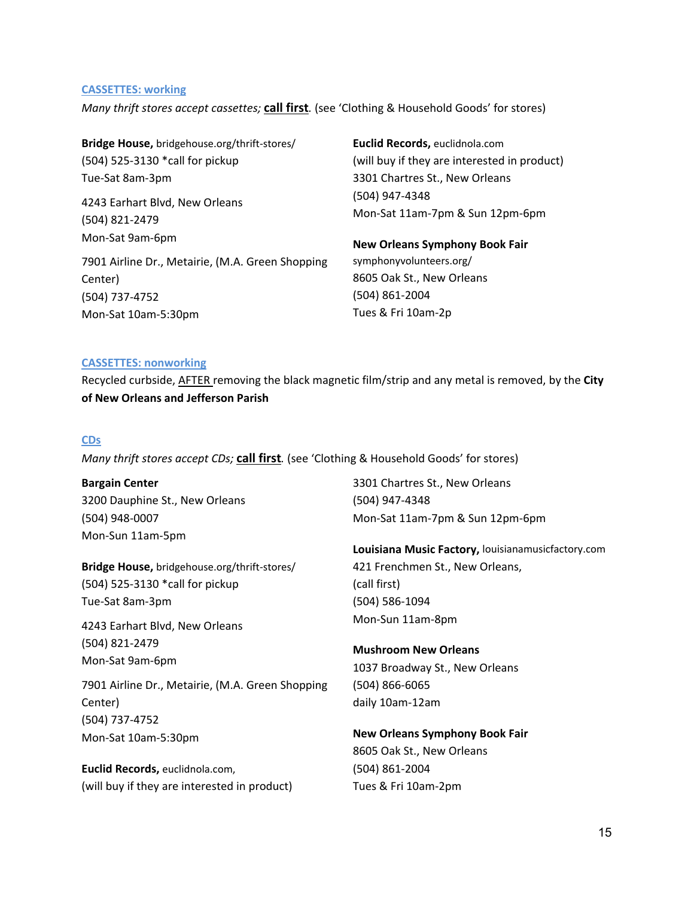### CASSETTES: working

*Many thrift stores accept cassettes;* **call first**. (see 'Clothing & Household Goods' for stores)

**Bridge House,** bridgehouse.org/thrift-stores/
(504) 525-3130 *call for pickup
Tue-Sat 8am-3pm

4243 Earhart Blvd, New Orleans
(504) 821-2479
Mon-Sat 9am-6pm

7901 Airline Dr., Metairie, (M.A. Green Shopping Center)
(504) 737-4752
Mon-Sat 10am-5:30pm

**Euclid Records,** euclidnola.com
(will buy if they are interested in product)
3301 Chartres St., New Orleans
(504) 947-4348
Mon-Sat 11am-7pm & Sun 12pm-6pm

**New Orleans Symphony Book Fair**
symphonyvolunteers.org/
8605 Oak St., New Orleans
(504) 861-2004
Tues & Fri 10am-2p

### CASSETTES: nonworking

Recycled curbside, AFTER removing the black magnetic film/strip and any metal is removed, by the **City of New Orleans and Jefferson Parish**

### CDs

*Many thrift stores accept CDs;* **call first**. (see 'Clothing & Household Goods' for stores)

**Bargain Center**
3200 Dauphine St., New Orleans
(504) 948-0007
Mon-Sun 11am-5pm

**Bridge House,** bridgehouse.org/thrift-stores/
(504) 525-3130 *call for pickup
Tue-Sat 8am-3pm

4243 Earhart Blvd, New Orleans
(504) 821-2479
Mon-Sat 9am-6pm

7901 Airline Dr., Metairie, (M.A. Green Shopping Center)
(504) 737-4752
Mon-Sat 10am-5:30pm

**Euclid Records,** euclidnola.com,
(will buy if they are interested in product)
3301 Chartres St., New Orleans
(504) 947-4348
Mon-Sat 11am-7pm & Sun 12pm-6pm

**Louisiana Music Factory,** louisianamusicfactory.com
421 Frenchmen St., New Orleans,
(call first)
(504) 586-1094
Mon-Sun 11am-8pm

**Mushroom New Orleans**
1037 Broadway St., New Orleans
(504) 866-6065
daily 10am-12am

**New Orleans Symphony Book Fair**
8605 Oak St., New Orleans
(504) 861-2004
Tues & Fri 10am-2pm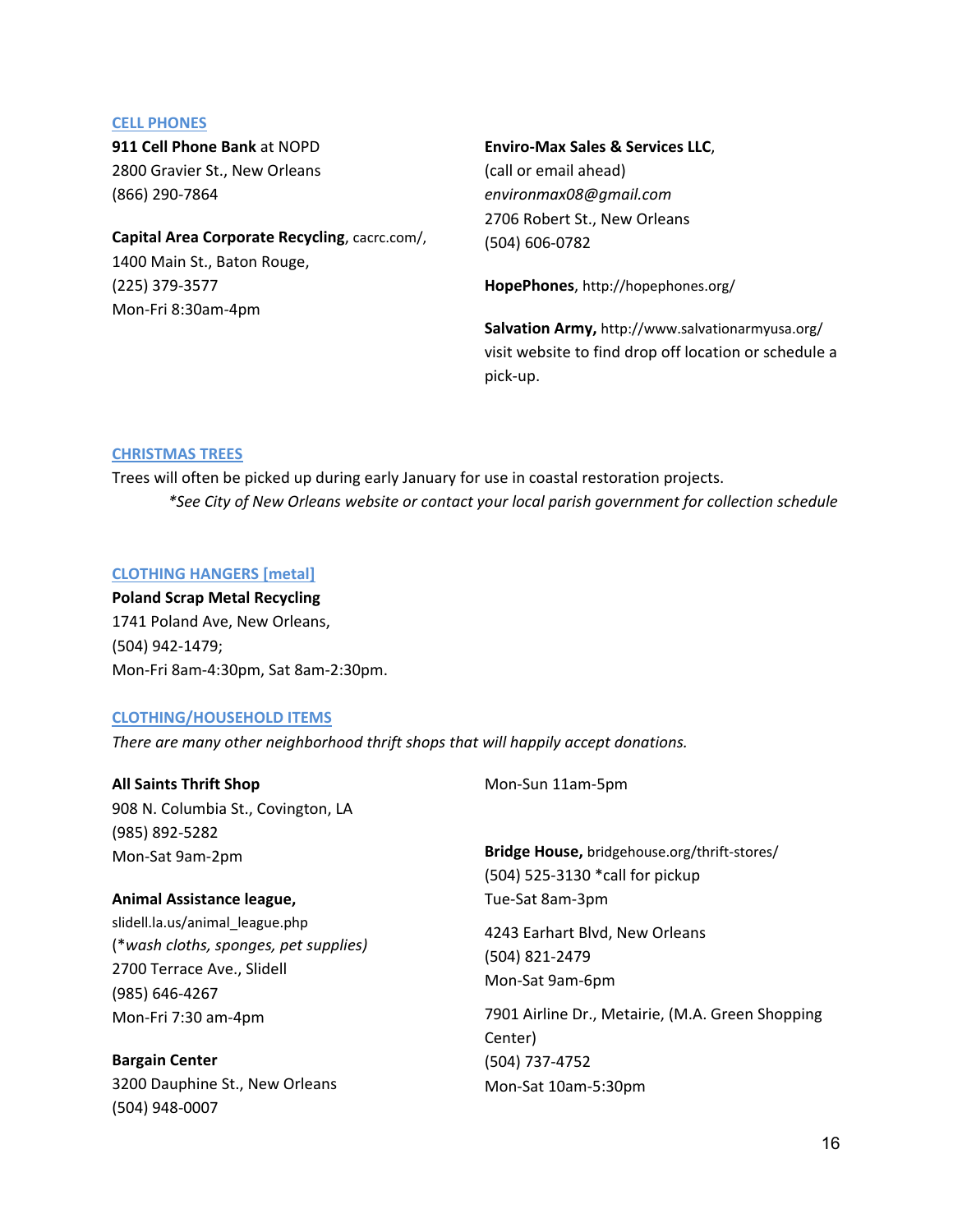## CELL PHONES

**911 Cell Phone Bank** at NOPD
2800 Gravier St., New Orleans
(866) 290-7864

**Capital Area Corporate Recycling**, cacrc.com/,
1400 Main St., Baton Rouge,
(225) 379-3577
Mon-Fri 8:30am-4pm

**Enviro-Max Sales & Services LLC**,
(call or email ahead)
*environmax08@gmail.com*
2706 Robert St., New Orleans
(504) 606-0782

**HopePhones**, http://hopephones.org/

**Salvation Army,** http://www.salvationarmyusa.org/
visit website to find drop off location or schedule a pick-up.

## CHRISTMAS TREES

Trees will often be picked up during early January for use in coastal restoration projects.

*\*See City of New Orleans website or contact your local parish government for collection schedule*

## CLOTHING HANGERS [metal]

**Poland Scrap Metal Recycling**
1741 Poland Ave, New Orleans,
(504) 942-1479;
Mon-Fri 8am-4:30pm, Sat 8am-2:30pm.

## CLOTHING/HOUSEHOLD ITEMS

*There are many other neighborhood thrift shops that will happily accept donations.*

**All Saints Thrift Shop**
908 N. Columbia St., Covington, LA
(985) 892-5282
Mon-Sat 9am-2pm

**Animal Assistance league,**
slidell.la.us/animal_league.php
(*wash cloths, sponges, pet supplies)
2700 Terrace Ave., Slidell
(985) 646-4267
Mon-Fri 7:30 am-4pm

**Bargain Center**
3200 Dauphine St., New Orleans
(504) 948-0007
Mon-Sun 11am-5pm

**Bridge House,** bridgehouse.org/thrift-stores/
(504) 525-3130 *call for pickup
Tue-Sat 8am-3pm

4243 Earhart Blvd, New Orleans
(504) 821-2479
Mon-Sat 9am-6pm

7901 Airline Dr., Metairie, (M.A. Green Shopping Center)
(504) 737-4752
Mon-Sat 10am-5:30pm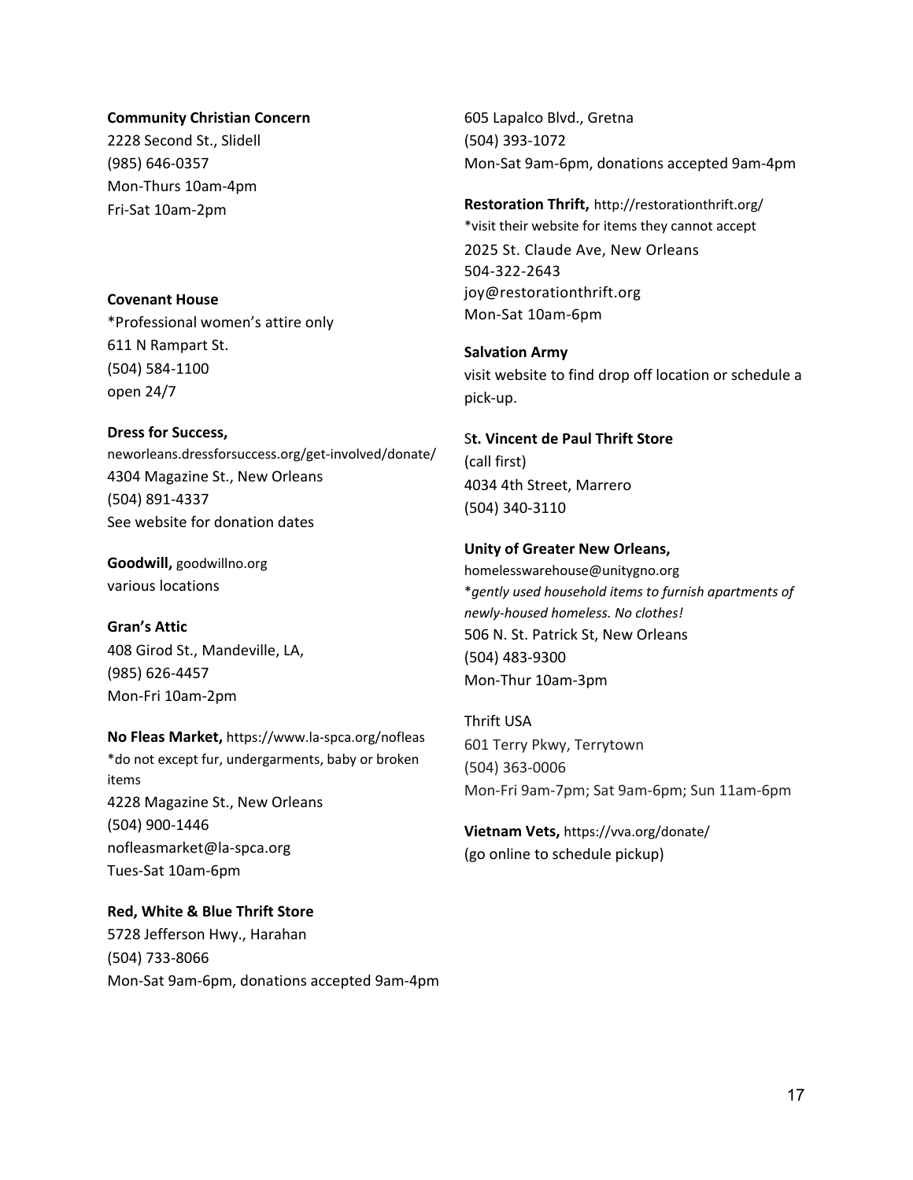**Community Christian Concern**
2228 Second St., Slidell
(985) 646-0357
Mon-Thurs 10am-4pm
Fri-Sat 10am-2pm

**Covenant House**
*Professional women's attire only
611 N Rampart St.
(504) 584-1100
open 24/7

**Dress for Success,**
neworleans.dressforsuccess.org/get-involved/donate/
4304 Magazine St., New Orleans
(504) 891-4337
See website for donation dates

**Goodwill,** goodwillno.org
various locations

**Gran's Attic**
408 Girod St., Mandeville, LA,
(985) 626-4457
Mon-Fri 10am-2pm

**No Fleas Market,** https://www.la-spca.org/nofleas
*do not except fur, undergarments, baby or broken items
4228 Magazine St., New Orleans
(504) 900-1446
nofleasmarket@la-spca.org
Tues-Sat 10am-6pm

**Red, White & Blue Thrift Store**
5728 Jefferson Hwy., Harahan
(504) 733-8066
Mon-Sat 9am-6pm, donations accepted 9am-4pm

605 Lapalco Blvd., Gretna
(504) 393-1072
Mon-Sat 9am-6pm, donations accepted 9am-4pm

**Restoration Thrift,** http://restorationthrift.org/
*visit their website for items they cannot accept
2025 St. Claude Ave, New Orleans
504-322-2643
joy@restorationthrift.org
Mon-Sat 10am-6pm

**Salvation Army**
visit website to find drop off location or schedule a pick-up.

**St. Vincent de Paul Thrift Store**
(call first)
4034 4th Street, Marrero
(504) 340-3110

**Unity of Greater New Orleans,**
homelesswarehouse@unitygno.org
**gently used household items to furnish apartments of newly-housed homeless. No clothes!*
506 N. St. Patrick St, New Orleans
(504) 483-9300
Mon-Thur 10am-3pm

Thrift USA
601 Terry Pkwy, Terrytown
(504) 363-0006
Mon-Fri 9am-7pm; Sat 9am-6pm; Sun 11am-6pm

**Vietnam Vets,** https://vva.org/donate/
(go online to schedule pickup)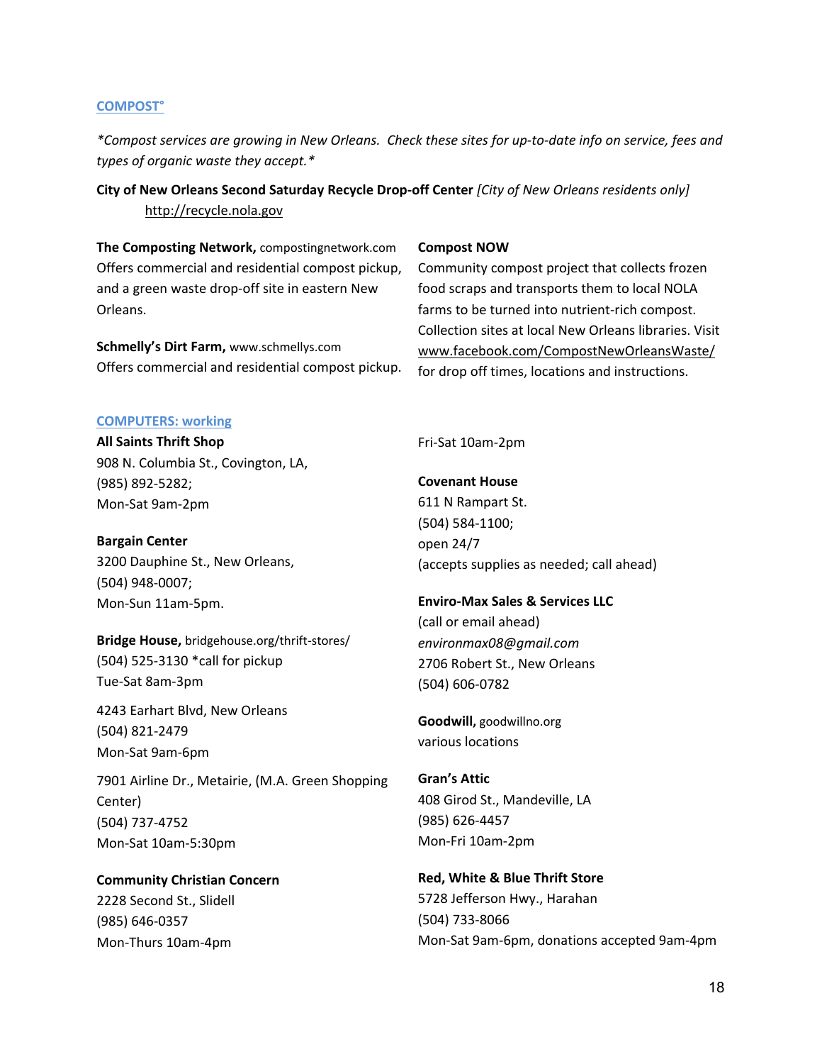## COMPOST°

*\*Compost services are growing in New Orleans. Check these sites for up-to-date info on service, fees and types of organic waste they accept.\**

**City of New Orleans Second Saturday Recycle Drop-off Center** *[City of New Orleans residents only]*
http://recycle.nola.gov

**The Composting Network,** compostingnetwork.com
Offers commercial and residential compost pickup, and a green waste drop-off site in eastern New Orleans.

**Schmelly's Dirt Farm,** www.schmellys.com
Offers commercial and residential compost pickup.

**Compost NOW**
Community compost project that collects frozen food scraps and transports them to local NOLA farms to be turned into nutrient-rich compost. Collection sites at local New Orleans libraries. Visit www.facebook.com/CompostNewOrleansWaste/ for drop off times, locations and instructions.

## COMPUTERS: working

**All Saints Thrift Shop**
908 N. Columbia St., Covington, LA,
(985) 892-5282;
Mon-Sat 9am-2pm

**Bargain Center**
3200 Dauphine St., New Orleans,
(504) 948-0007;
Mon-Sun 11am-5pm.

**Bridge House,** bridgehouse.org/thrift-stores/
(504) 525-3130 *call for pickup
Tue-Sat 8am-3pm

4243 Earhart Blvd, New Orleans
(504) 821-2479
Mon-Sat 9am-6pm

7901 Airline Dr., Metairie, (M.A. Green Shopping Center)
(504) 737-4752
Mon-Sat 10am-5:30pm

**Community Christian Concern**
2228 Second St., Slidell
(985) 646-0357
Mon-Thurs 10am-4pm
Fri-Sat 10am-2pm

**Covenant House**
611 N Rampart St.
(504) 584-1100;
open 24/7
(accepts supplies as needed; call ahead)

**Enviro-Max Sales & Services LLC**
(call or email ahead)
*environmax08@gmail.com*
2706 Robert St., New Orleans
(504) 606-0782

**Goodwill,** goodwillno.org
various locations

**Gran's Attic**
408 Girod St., Mandeville, LA
(985) 626-4457
Mon-Fri 10am-2pm

**Red, White & Blue Thrift Store**
5728 Jefferson Hwy., Harahan
(504) 733-8066
Mon-Sat 9am-6pm, donations accepted 9am-4pm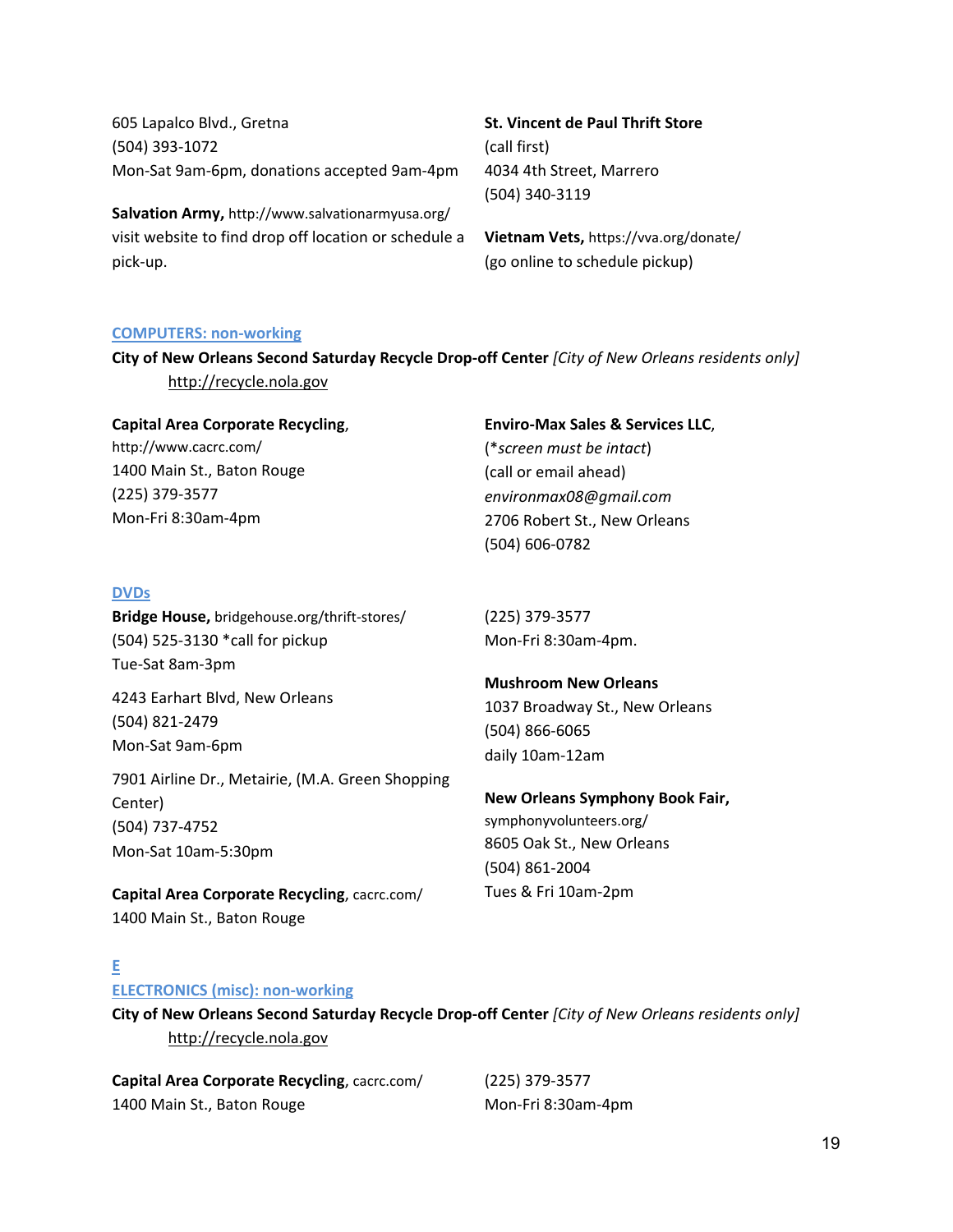605 Lapalco Blvd., Gretna
(504) 393-1072
Mon-Sat 9am-6pm, donations accepted 9am-4pm

**Salvation Army,** http://www.salvationarmyusa.org/
visit website to find drop off location or schedule a pick-up.

**St. Vincent de Paul Thrift Store**
(call first)
4034 4th Street, Marrero
(504) 340-3119

**Vietnam Vets,** https://vva.org/donate/
(go online to schedule pickup)

### COMPUTERS: non-working

**City of New Orleans Second Saturday Recycle Drop-off Center** *[City of New Orleans residents only]*
http://recycle.nola.gov

**Capital Area Corporate Recycling**,
http://www.cacrc.com/
1400 Main St., Baton Rouge
(225) 379-3577
Mon-Fri 8:30am-4pm

**Enviro-Max Sales & Services LLC**,
(**screen must be intact*)
(call or email ahead)
*environmax08@gmail.com*
2706 Robert St., New Orleans
(504) 606-0782

### DVDs

**Bridge House,** bridgehouse.org/thrift-stores/
(504) 525-3130 *call for pickup
Tue-Sat 8am-3pm

4243 Earhart Blvd, New Orleans
(504) 821-2479
Mon-Sat 9am-6pm

7901 Airline Dr., Metairie, (M.A. Green Shopping Center)
(504) 737-4752
Mon-Sat 10am-5:30pm

**Capital Area Corporate Recycling**, cacrc.com/
1400 Main St., Baton Rouge
(225) 379-3577
Mon-Fri 8:30am-4pm.

**Mushroom New Orleans**
1037 Broadway St., New Orleans
(504) 866-6065
daily 10am-12am

**New Orleans Symphony Book Fair,**
symphonyvolunteers.org/
8605 Oak St., New Orleans
(504) 861-2004
Tues & Fri 10am-2pm

## E

### ELECTRONICS (misc): non-working

**City of New Orleans Second Saturday Recycle Drop-off Center** *[City of New Orleans residents only]*
http://recycle.nola.gov

**Capital Area Corporate Recycling**, cacrc.com/
1400 Main St., Baton Rouge
(225) 379-3577
Mon-Fri 8:30am-4pm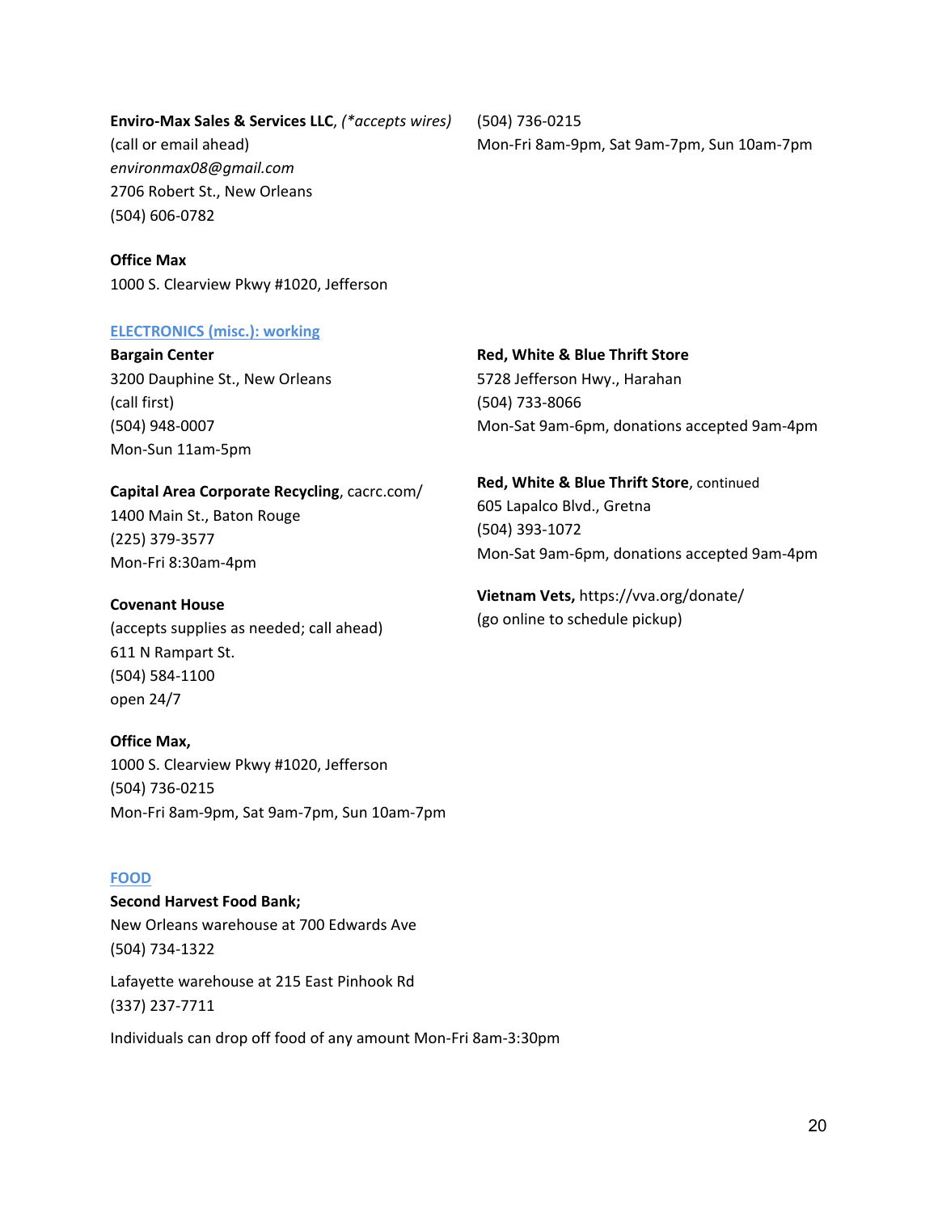**Enviro-Max Sales & Services LLC**, *(*accepts wires)*
(call or email ahead)
*environmax08@gmail.com*
2706 Robert St., New Orleans
(504) 606-0782

**Office Max**
1000 S. Clearview Pkwy #1020, Jefferson
(504) 736-0215
Mon-Fri 8am-9pm, Sat 9am-7pm, Sun 10am-7pm

## ELECTRONICS (misc.): working

**Bargain Center**
3200 Dauphine St., New Orleans
(call first)
(504) 948-0007
Mon-Sun 11am-5pm

**Capital Area Corporate Recycling**, cacrc.com/
1400 Main St., Baton Rouge
(225) 379-3577
Mon-Fri 8:30am-4pm

**Covenant House**
(accepts supplies as needed; call ahead)
611 N Rampart St.
(504) 584-1100
open 24/7

**Office Max,**
1000 S. Clearview Pkwy #1020, Jefferson
(504) 736-0215
Mon-Fri 8am-9pm, Sat 9am-7pm, Sun 10am-7pm

**Red, White & Blue Thrift Store**
5728 Jefferson Hwy., Harahan
(504) 733-8066
Mon-Sat 9am-6pm, donations accepted 9am-4pm

**Red, White & Blue Thrift Store**, continued
605 Lapalco Blvd., Gretna
(504) 393-1072
Mon-Sat 9am-6pm, donations accepted 9am-4pm

**Vietnam Vets,** https://vva.org/donate/
(go online to schedule pickup)

## FOOD

**Second Harvest Food Bank;**
New Orleans warehouse at 700 Edwards Ave
(504) 734-1322

Lafayette warehouse at 215 East Pinhook Rd
(337) 237-7711

Individuals can drop off food of any amount Mon-Fri 8am-3:30pm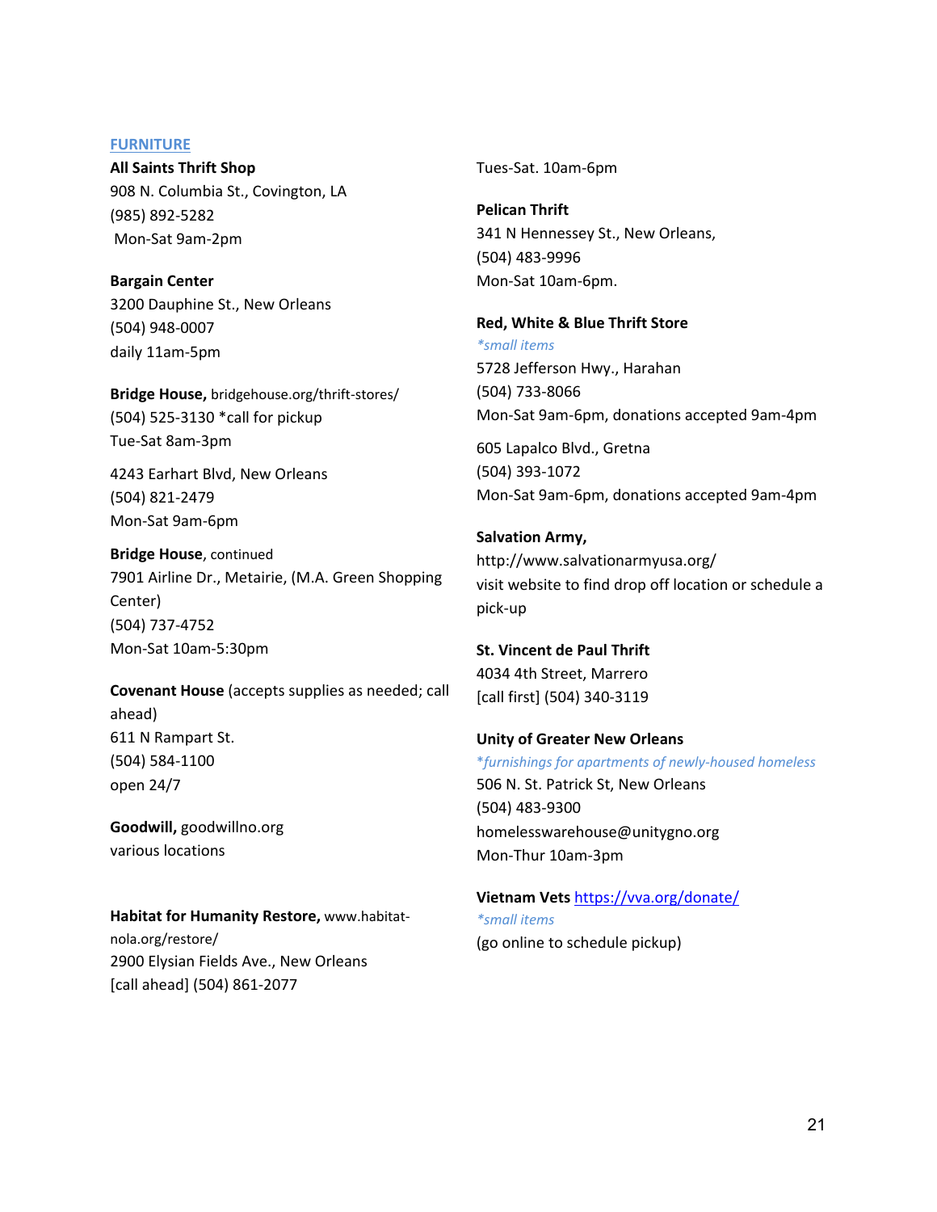## FURNITURE

**All Saints Thrift Shop**
908 N. Columbia St., Covington, LA
(985) 892-5282
Mon-Sat 9am-2pm

**Bargain Center**
3200 Dauphine St., New Orleans
(504) 948-0007
daily 11am-5pm

**Bridge House,** bridgehouse.org/thrift-stores/
(504) 525-3130 *call for pickup
Tue-Sat 8am-3pm

4243 Earhart Blvd, New Orleans
(504) 821-2479
Mon-Sat 9am-6pm

**Bridge House**, continued
7901 Airline Dr., Metairie, (M.A. Green Shopping Center)
(504) 737-4752
Mon-Sat 10am-5:30pm

**Covenant House** (accepts supplies as needed; call ahead)
611 N Rampart St.
(504) 584-1100
open 24/7

**Goodwill,** goodwillno.org
various locations

**Habitat for Humanity Restore,** www.habitat-nola.org/restore/
2900 Elysian Fields Ave., New Orleans
[call ahead] (504) 861-2077
Tues-Sat. 10am-6pm

**Pelican Thrift**
341 N Hennessey St., New Orleans,
(504) 483-9996
Mon-Sat 10am-6pm.

**Red, White & Blue Thrift Store**
*\*small items*
5728 Jefferson Hwy., Harahan
(504) 733-8066
Mon-Sat 9am-6pm, donations accepted 9am-4pm

605 Lapalco Blvd., Gretna
(504) 393-1072
Mon-Sat 9am-6pm, donations accepted 9am-4pm

**Salvation Army,**
http://www.salvationarmyusa.org/
visit website to find drop off location or schedule a pick-up

**St. Vincent de Paul Thrift**
4034 4th Street, Marrero
[call first] (504) 340-3119

**Unity of Greater New Orleans**
*\*furnishings for apartments of newly-housed homeless*
506 N. St. Patrick St, New Orleans
(504) 483-9300
homelesswarehouse@unitygno.org
Mon-Thur 10am-3pm

**Vietnam Vets** https://vva.org/donate/
*\*small items*
(go online to schedule pickup)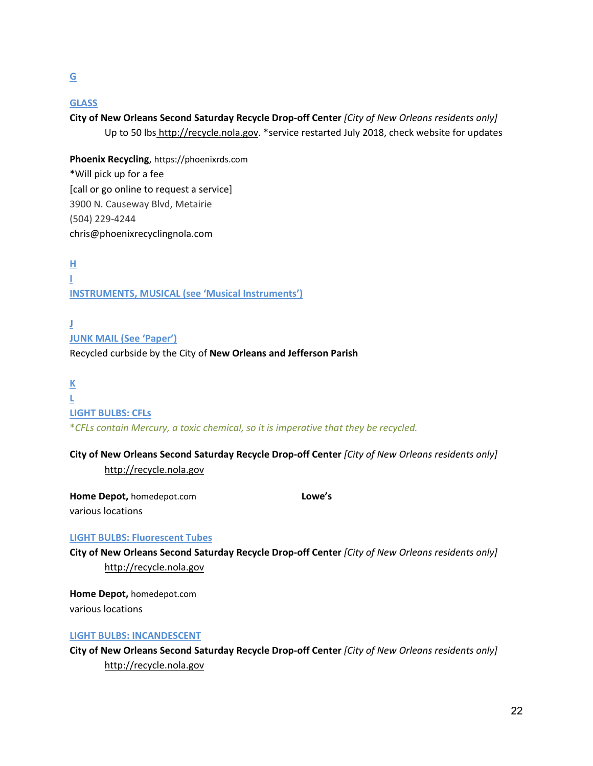## G

### GLASS

**City of New Orleans Second Saturday Recycle Drop-off Center** *[City of New Orleans residents only]*

Up to 50 lbs http://recycle.nola.gov. *service restarted July 2018, check website for updates

**Phoenix Recycling**, https://phoenixrds.com
*Will pick up for a fee
[call or go online to request a service]
3900 N. Causeway Blvd, Metairie
(504) 229-4244
chris@phoenixrecyclingnola.com

## H

## I

### INSTRUMENTS, MUSICAL (see 'Musical Instruments')

## J

### JUNK MAIL (See 'Paper')

Recycled curbside by the City of **New Orleans and Jefferson Parish**

## K

## L

### LIGHT BULBS: CFLs

*\*CFLs contain Mercury, a toxic chemical, so it is imperative that they be recycled.*

**City of New Orleans Second Saturday Recycle Drop-off Center** *[City of New Orleans residents only]*

http://recycle.nola.gov

**Home Depot,** homedepot.com
various locations

**Lowe's**

### LIGHT BULBS: Fluorescent Tubes

**City of New Orleans Second Saturday Recycle Drop-off Center** *[City of New Orleans residents only]*

http://recycle.nola.gov

**Home Depot,** homedepot.com
various locations

### LIGHT BULBS: INCANDESCENT

**City of New Orleans Second Saturday Recycle Drop-off Center** *[City of New Orleans residents only]*

http://recycle.nola.gov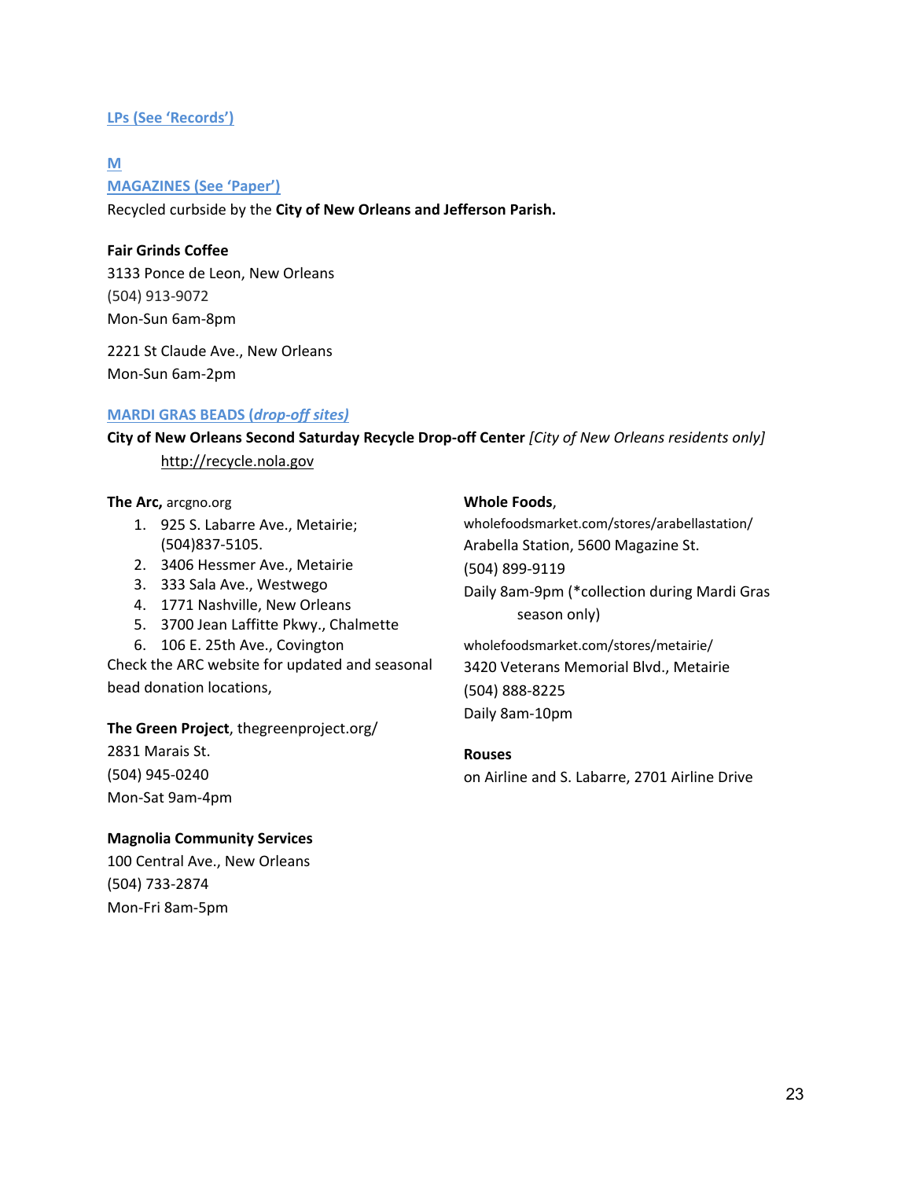**LPs (See 'Records')**

## M

**MAGAZINES (See 'Paper')**

Recycled curbside by the **City of New Orleans and Jefferson Parish.**

**Fair Grinds Coffee**
3133 Ponce de Leon, New Orleans
(504) 913-9072
Mon-Sun 6am-8pm

2221 St Claude Ave., New Orleans
Mon-Sun 6am-2pm

**MARDI GRAS BEADS (*drop-off sites*)**

**City of New Orleans Second Saturday Recycle Drop-off Center** *[City of New Orleans residents only]*
http://recycle.nola.gov

**The Arc,** arcgno.org

1. 925 S. Labarre Ave., Metairie; (504)837-5105.
2. 3406 Hessmer Ave., Metairie
3. 333 Sala Ave., Westwego
4. 1771 Nashville, New Orleans
5. 3700 Jean Laffitte Pkwy., Chalmette
6. 106 E. 25th Ave., Covington

Check the ARC website for updated and seasonal bead donation locations,

**The Green Project**, thegreenproject.org/
2831 Marais St.
(504) 945-0240
Mon-Sat 9am-4pm

**Magnolia Community Services**
100 Central Ave., New Orleans
(504) 733-2874
Mon-Fri 8am-5pm

**Whole Foods**,
wholefoodsmarket.com/stores/arabellastation/
Arabella Station, 5600 Magazine St.
(504) 899-9119
Daily 8am-9pm (*collection during Mardi Gras season only)

wholefoodsmarket.com/stores/metairie/
3420 Veterans Memorial Blvd., Metairie
(504) 888-8225
Daily 8am-10pm

**Rouses**
on Airline and S. Labarre, 2701 Airline Drive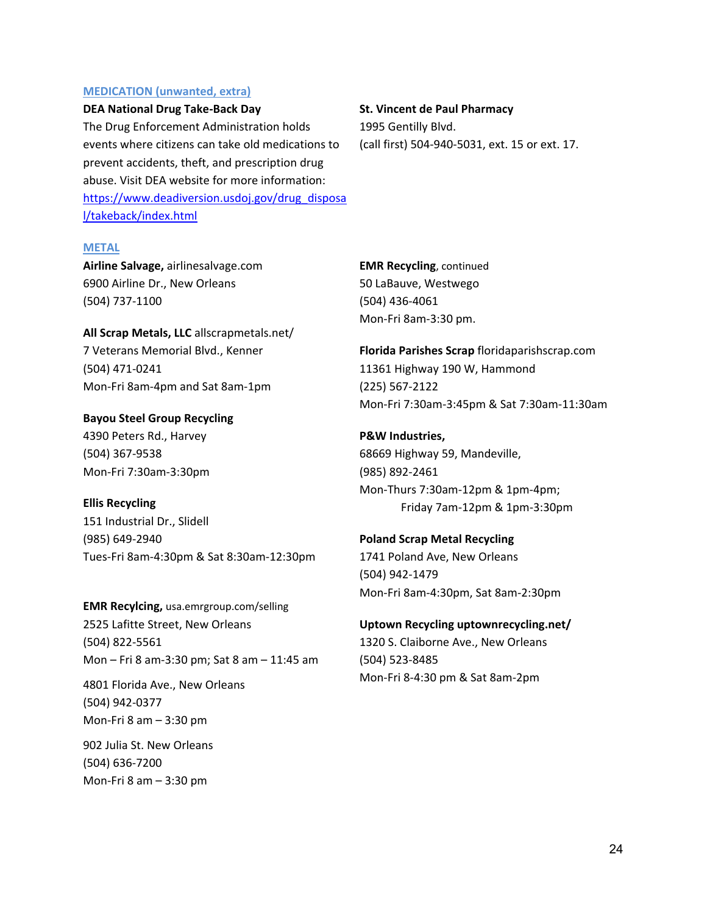## MEDICATION (unwanted, extra)

**DEA National Drug Take-Back Day**
The Drug Enforcement Administration holds events where citizens can take old medications to prevent accidents, theft, and prescription drug abuse. Visit DEA website for more information: https://www.deadiversion.usdoj.gov/drug_disposal/takeback/index.html

**St. Vincent de Paul Pharmacy**
1995 Gentilly Blvd.
(call first) 504-940-5031, ext. 15 or ext. 17.

## METAL

**Airline Salvage,** airlinesalvage.com
6900 Airline Dr., New Orleans
(504) 737-1100

**All Scrap Metals, LLC** allscrapmetals.net/
7 Veterans Memorial Blvd., Kenner
(504) 471-0241
Mon-Fri 8am-4pm and Sat 8am-1pm

**Bayou Steel Group Recycling**
4390 Peters Rd., Harvey
(504) 367-9538
Mon-Fri 7:30am-3:30pm

**Ellis Recycling**
151 Industrial Dr., Slidell
(985) 649-2940
Tues-Fri 8am-4:30pm & Sat 8:30am-12:30pm

**EMR Recylcing,** usa.emrgroup.com/selling
2525 Lafitte Street, New Orleans
(504) 822-5561
Mon – Fri 8 am-3:30 pm; Sat 8 am – 11:45 am

4801 Florida Ave., New Orleans
(504) 942-0377
Mon-Fri 8 am – 3:30 pm

902 Julia St. New Orleans
(504) 636-7200
Mon-Fri 8 am – 3:30 pm

**EMR Recycling**, continued
50 LaBauve, Westwego
(504) 436-4061
Mon-Fri 8am-3:30 pm.

**Florida Parishes Scrap** floridaparishscrap.com
11361 Highway 190 W, Hammond
(225) 567-2122
Mon-Fri 7:30am-3:45pm & Sat 7:30am-11:30am

**P&W Industries,**
68669 Highway 59, Mandeville,
(985) 892-2461
Mon-Thurs 7:30am-12pm & 1pm-4pm;
Friday 7am-12pm & 1pm-3:30pm

**Poland Scrap Metal Recycling**
1741 Poland Ave, New Orleans
(504) 942-1479
Mon-Fri 8am-4:30pm, Sat 8am-2:30pm

**Uptown Recycling uptownrecycling.net/**
1320 S. Claiborne Ave., New Orleans
(504) 523-8485
Mon-Fri 8-4:30 pm & Sat 8am-2pm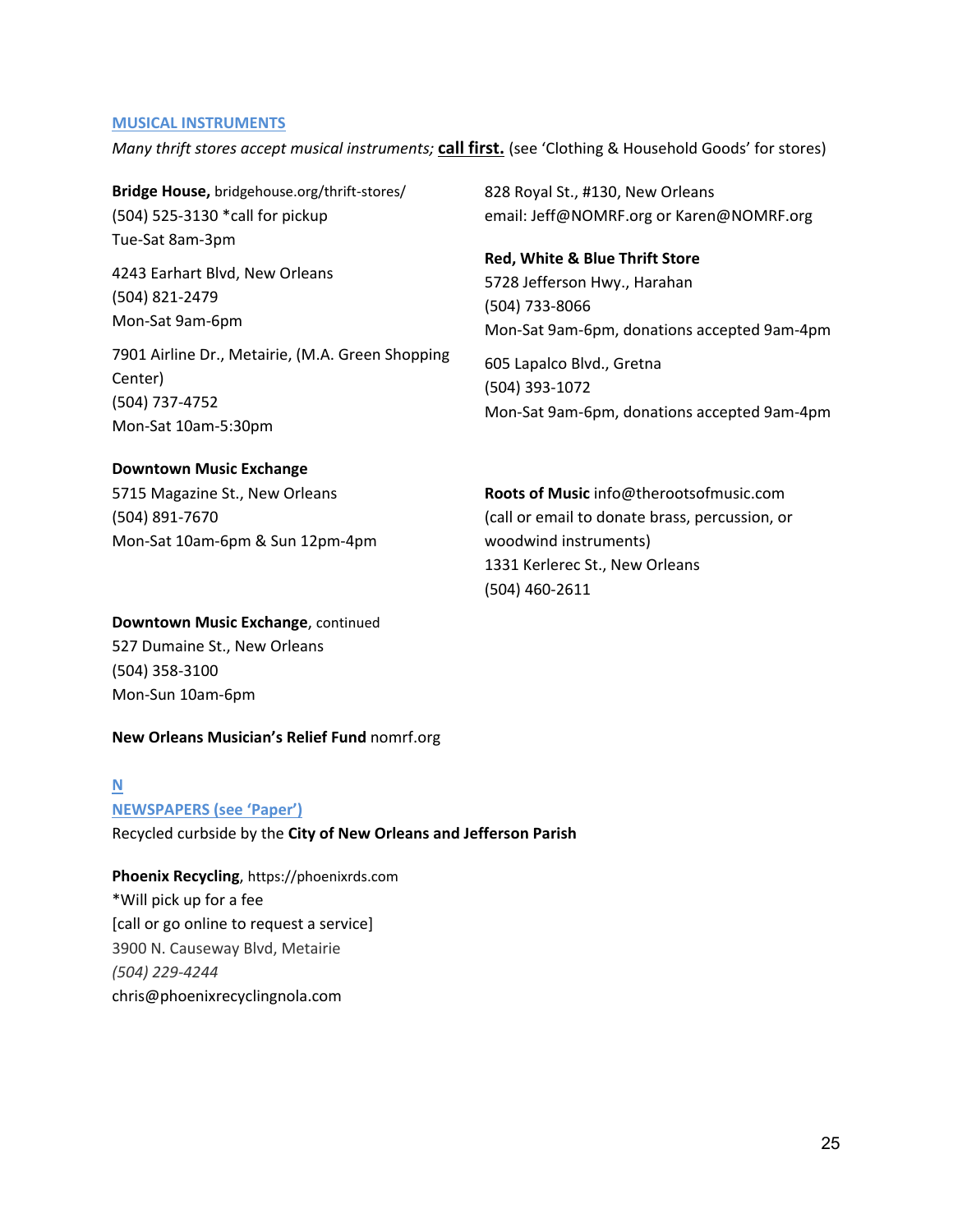## MUSICAL INSTRUMENTS

*Many thrift stores accept musical instruments;* **call first.** (see 'Clothing & Household Goods' for stores)

**Bridge House,** bridgehouse.org/thrift-stores/
(504) 525-3130 *call for pickup
Tue-Sat 8am-3pm

4243 Earhart Blvd, New Orleans
(504) 821-2479
Mon-Sat 9am-6pm

7901 Airline Dr., Metairie, (M.A. Green Shopping Center)
(504) 737-4752
Mon-Sat 10am-5:30pm

**Downtown Music Exchange**
5715 Magazine St., New Orleans
(504) 891-7670
Mon-Sat 10am-6pm & Sun 12pm-4pm

**Downtown Music Exchange**, continued
527 Dumaine St., New Orleans
(504) 358-3100
Mon-Sun 10am-6pm

**New Orleans Musician's Relief Fund** nomrf.org
828 Royal St., #130, New Orleans
email: Jeff@NOMRF.org or Karen@NOMRF.org

**Red, White & Blue Thrift Store**
5728 Jefferson Hwy., Harahan
(504) 733-8066
Mon-Sat 9am-6pm, donations accepted 9am-4pm

605 Lapalco Blvd., Gretna
(504) 393-1072
Mon-Sat 9am-6pm, donations accepted 9am-4pm

**Roots of Music** info@therootsofmusic.com
(call or email to donate brass, percussion, or woodwind instruments)
1331 Kerlerec St., New Orleans
(504) 460-2611

# N

## NEWSPAPERS (see 'Paper')

Recycled curbside by the **City of New Orleans and Jefferson Parish**

**Phoenix Recycling**, https://phoenixrds.com
*Will pick up for a fee
[call or go online to request a service]
3900 N. Causeway Blvd, Metairie
*(504) 229-4244*
chris@phoenixrecyclingnola.com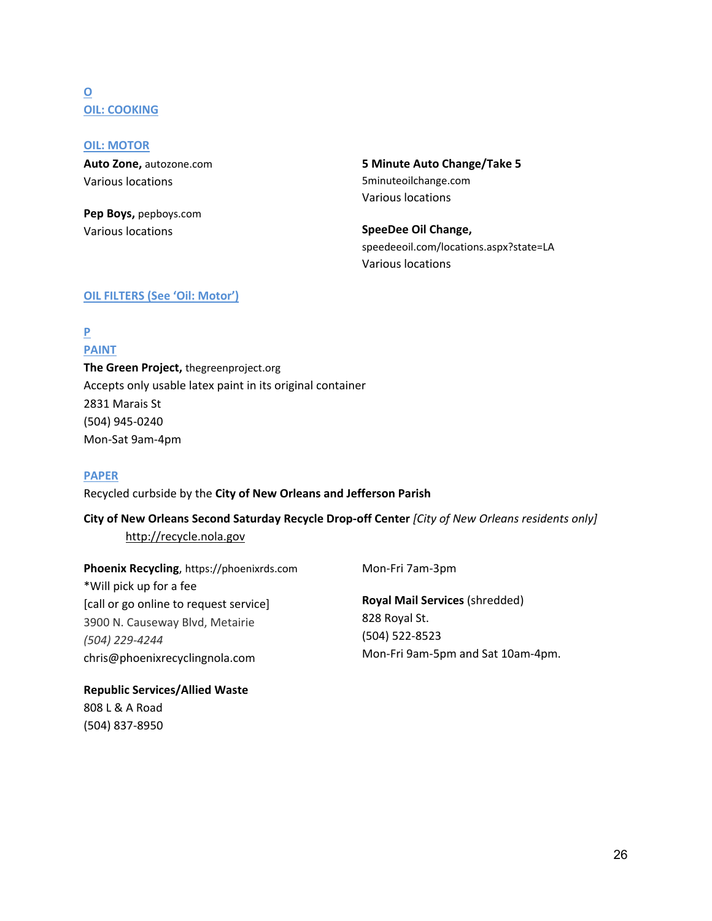## O

### OIL: COOKING

### OIL: MOTOR

**Auto Zone,** autozone.com
Various locations

**Pep Boys,** pepboys.com
Various locations

**5 Minute Auto Change/Take 5**
5minuteoilchange.com
Various locations

**SpeeDee Oil Change,**
speedeeoil.com/locations.aspx?state=LA
Various locations

### OIL FILTERS (See 'Oil: Motor')

## P

### PAINT

**The Green Project,** thegreenproject.org
Accepts only usable latex paint in its original container
2831 Marais St
(504) 945-0240
Mon-Sat 9am-4pm

### PAPER

Recycled curbside by the **City of New Orleans and Jefferson Parish**

**City of New Orleans Second Saturday Recycle Drop-off Center** *[City of New Orleans residents only]*
http://recycle.nola.gov

**Phoenix Recycling**, https://phoenixrds.com
*Will pick up for a fee
[call or go online to request service]
3900 N. Causeway Blvd, Metairie
*(504) 229-4244*
chris@phoenixrecyclingnola.com
Mon-Fri 7am-3pm

**Republic Services/Allied Waste**
808 L & A Road
(504) 837-8950

**Royal Mail Services** (shredded)
828 Royal St.
(504) 522-8523
Mon-Fri 9am-5pm and Sat 10am-4pm.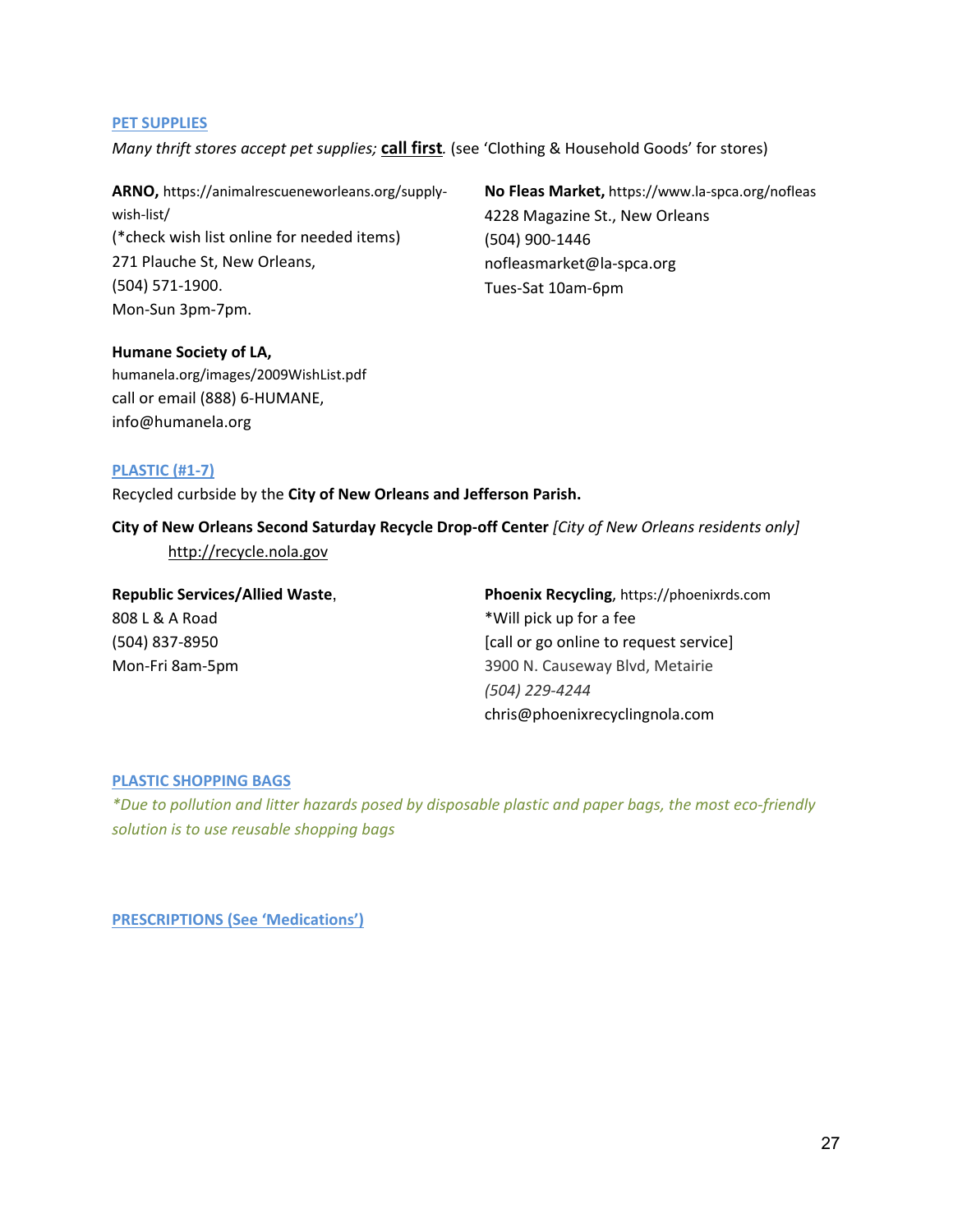## PET SUPPLIES

*Many thrift stores accept pet supplies;* **call first**. (see 'Clothing & Household Goods' for stores)

**ARNO,** https://animalrescueneworleans.org/supply-wish-list/
(*check wish list online for needed items)
271 Plauche St, New Orleans,
(504) 571-1900.
Mon-Sun 3pm-7pm.

**No Fleas Market,** https://www.la-spca.org/nofleas
4228 Magazine St., New Orleans
(504) 900-1446
nofleasmarket@la-spca.org
Tues-Sat 10am-6pm

**Humane Society of LA,**
humanela.org/images/2009WishList.pdf
call or email (888) 6-HUMANE,
info@humanela.org

## PLASTIC (#1-7)

Recycled curbside by the **City of New Orleans and Jefferson Parish.**

**City of New Orleans Second Saturday Recycle Drop-off Center** *[City of New Orleans residents only]*
http://recycle.nola.gov

**Republic Services/Allied Waste**,
808 L & A Road
(504) 837-8950
Mon-Fri 8am-5pm

**Phoenix Recycling**, https://phoenixrds.com
*Will pick up for a fee
[call or go online to request service]
3900 N. Causeway Blvd, Metairie
*(504) 229-4244*
chris@phoenixrecyclingnola.com

## PLASTIC SHOPPING BAGS

**Due to pollution and litter hazards posed by disposable plastic and paper bags, the most eco-friendly solution is to use reusable shopping bags*

## PRESCRIPTIONS (See 'Medications')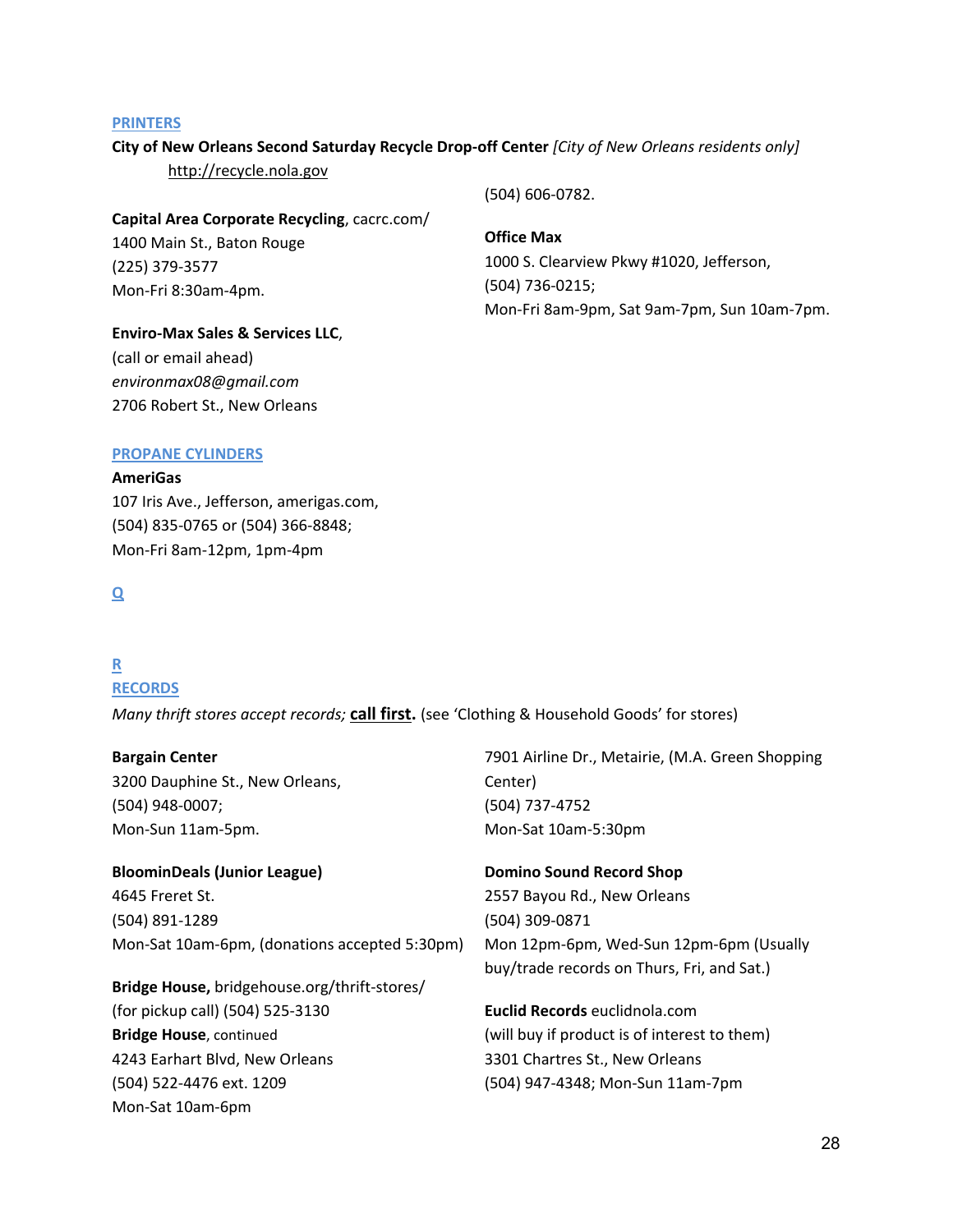## PRINTERS

**City of New Orleans Second Saturday Recycle Drop-off Center** *[City of New Orleans residents only]*
http://recycle.nola.gov

**Capital Area Corporate Recycling**, cacrc.com/
1400 Main St., Baton Rouge
(225) 379-3577
Mon-Fri 8:30am-4pm.

**Enviro-Max Sales & Services LLC**,
(call or email ahead)
*environmax08@gmail.com*
2706 Robert St., New Orleans
(504) 606-0782.

**Office Max**
1000 S. Clearview Pkwy #1020, Jefferson,
(504) 736-0215;
Mon-Fri 8am-9pm, Sat 9am-7pm, Sun 10am-7pm.

## PROPANE CYLINDERS

**AmeriGas**
107 Iris Ave., Jefferson, amerigas.com,
(504) 835-0765 or (504) 366-8848;
Mon-Fri 8am-12pm, 1pm-4pm

## Q

## R

## RECORDS

*Many thrift stores accept records;* **call first.** (see 'Clothing & Household Goods' for stores)

**Bargain Center**
3200 Dauphine St., New Orleans,
(504) 948-0007;
Mon-Sun 11am-5pm.

**BloominDeals (Junior League)**
4645 Freret St.
(504) 891-1289
Mon-Sat 10am-6pm, (donations accepted 5:30pm)

**Bridge House,** bridgehouse.org/thrift-stores/
(for pickup call) (504) 525-3130
**Bridge House**, continued
4243 Earhart Blvd, New Orleans
(504) 522-4476 ext. 1209
Mon-Sat 10am-6pm
7901 Airline Dr., Metairie, (M.A. Green Shopping Center)
(504) 737-4752
Mon-Sat 10am-5:30pm

**Domino Sound Record Shop**
2557 Bayou Rd., New Orleans
(504) 309-0871
Mon 12pm-6pm, Wed-Sun 12pm-6pm (Usually buy/trade records on Thurs, Fri, and Sat.)

**Euclid Records** euclidnola.com
(will buy if product is of interest to them)
3301 Chartres St., New Orleans
(504) 947-4348; Mon-Sun 11am-7pm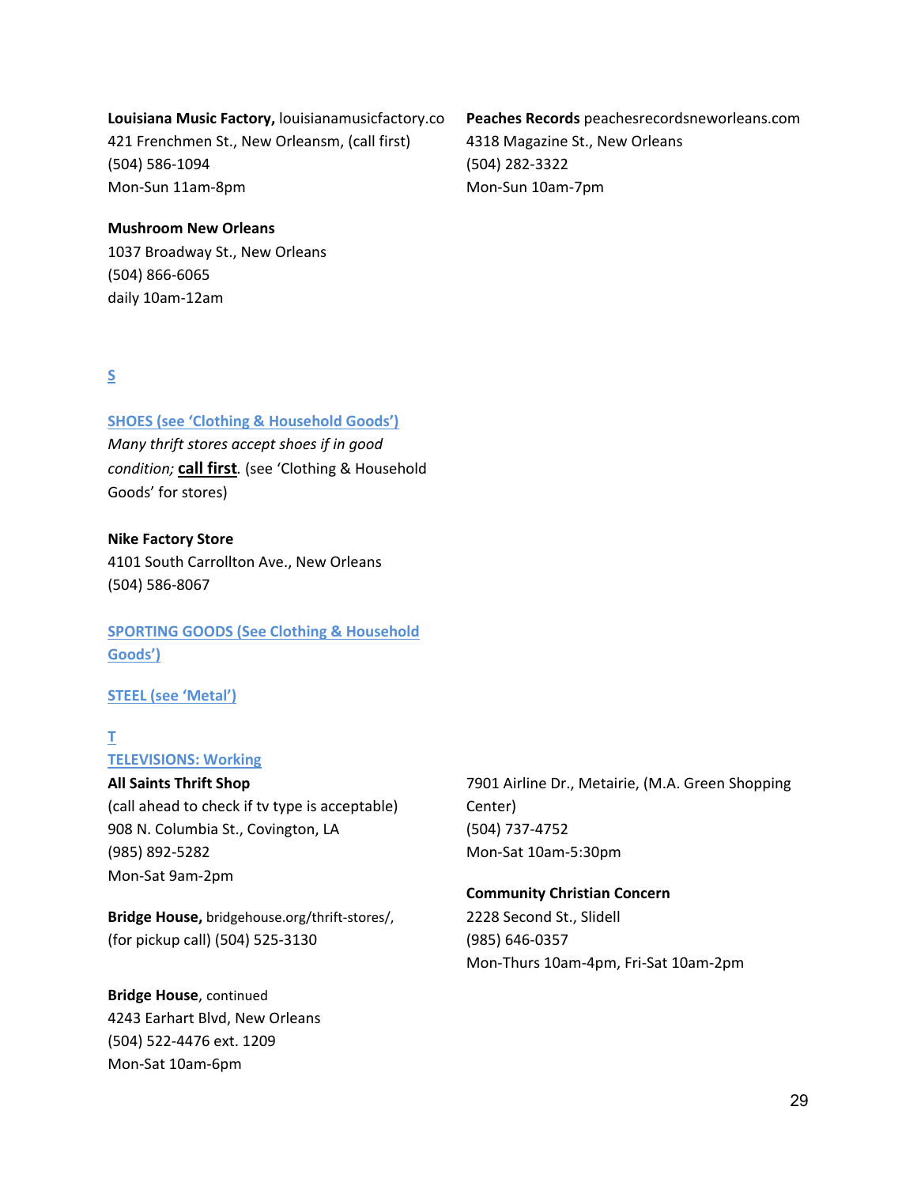**Louisiana Music Factory,** louisianamusicfactory.co
421 Frenchmen St., New Orleansm, (call first)
(504) 586-1094
Mon-Sun 11am-8pm

**Mushroom New Orleans**
1037 Broadway St., New Orleans
(504) 866-6065
daily 10am-12am

**Peaches Records** peachesrecordsneworleans.com
4318 Magazine St., New Orleans
(504) 282-3322
Mon-Sun 10am-7pm

## S

### SHOES (see 'Clothing & Household Goods')

*Many thrift stores accept shoes if in good condition;* **call first**. (see 'Clothing & Household Goods' for stores)

**Nike Factory Store**
4101 South Carrollton Ave., New Orleans
(504) 586-8067

### SPORTING GOODS (See Clothing & Household Goods')

### STEEL (see 'Metal')

## T

### TELEVISIONS: Working

**All Saints Thrift Shop**
(call ahead to check if tv type is acceptable)
908 N. Columbia St., Covington, LA
(985) 892-5282
Mon-Sat 9am-2pm

**Bridge House,** bridgehouse.org/thrift-stores/,
(for pickup call) (504) 525-3130

**Bridge House**, continued
4243 Earhart Blvd, New Orleans
(504) 522-4476 ext. 1209
Mon-Sat 10am-6pm

7901 Airline Dr., Metairie, (M.A. Green Shopping Center)
(504) 737-4752
Mon-Sat 10am-5:30pm

**Community Christian Concern**
2228 Second St., Slidell
(985) 646-0357
Mon-Thurs 10am-4pm, Fri-Sat 10am-2pm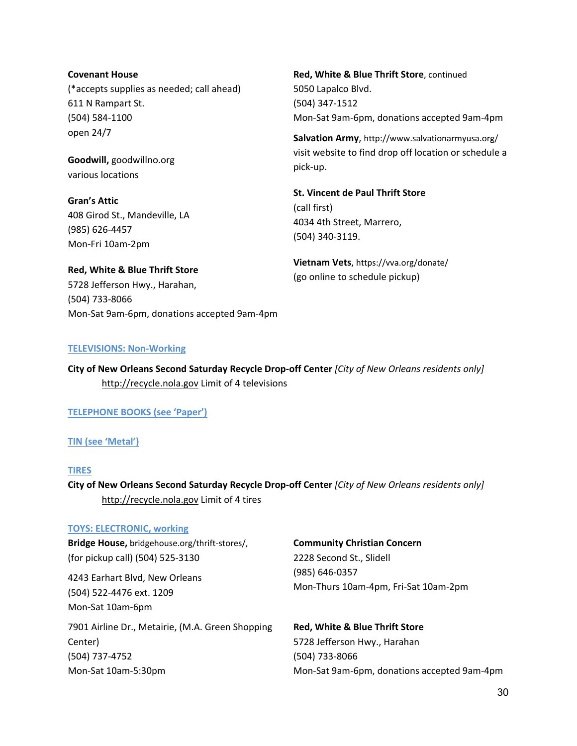**Covenant House**
(*accepts supplies as needed; call ahead)
611 N Rampart St.
(504) 584-1100
open 24/7

**Goodwill,** goodwillno.org
various locations

**Gran's Attic**
408 Girod St., Mandeville, LA
(985) 626-4457
Mon-Fri 10am-2pm

**Red, White & Blue Thrift Store**
5728 Jefferson Hwy., Harahan,
(504) 733-8066
Mon-Sat 9am-6pm, donations accepted 9am-4pm

**Red, White & Blue Thrift Store**, continued
5050 Lapalco Blvd.
(504) 347-1512
Mon-Sat 9am-6pm, donations accepted 9am-4pm

**Salvation Army**, http://www.salvationarmyusa.org/
visit website to find drop off location or schedule a pick-up.

**St. Vincent de Paul Thrift Store**
(call first)
4034 4th Street, Marrero,
(504) 340-3119.

**Vietnam Vets**, https://vva.org/donate/
(go online to schedule pickup)

### TELEVISIONS: Non-Working

**City of New Orleans Second Saturday Recycle Drop-off Center** *[City of New Orleans residents only]*
http://recycle.nola.gov Limit of 4 televisions

### TELEPHONE BOOKS (see 'Paper')

### TIN (see 'Metal')

### TIRES

**City of New Orleans Second Saturday Recycle Drop-off Center** *[City of New Orleans residents only]*
http://recycle.nola.gov Limit of 4 tires

### TOYS: ELECTRONIC, working

**Bridge House,** bridgehouse.org/thrift-stores/,
(for pickup call) (504) 525-3130

4243 Earhart Blvd, New Orleans
(504) 522-4476 ext. 1209
Mon-Sat 10am-6pm

7901 Airline Dr., Metairie, (M.A. Green Shopping Center)
(504) 737-4752
Mon-Sat 10am-5:30pm

**Community Christian Concern**
2228 Second St., Slidell
(985) 646-0357
Mon-Thurs 10am-4pm, Fri-Sat 10am-2pm

**Red, White & Blue Thrift Store**
5728 Jefferson Hwy., Harahan
(504) 733-8066
Mon-Sat 9am-6pm, donations accepted 9am-4pm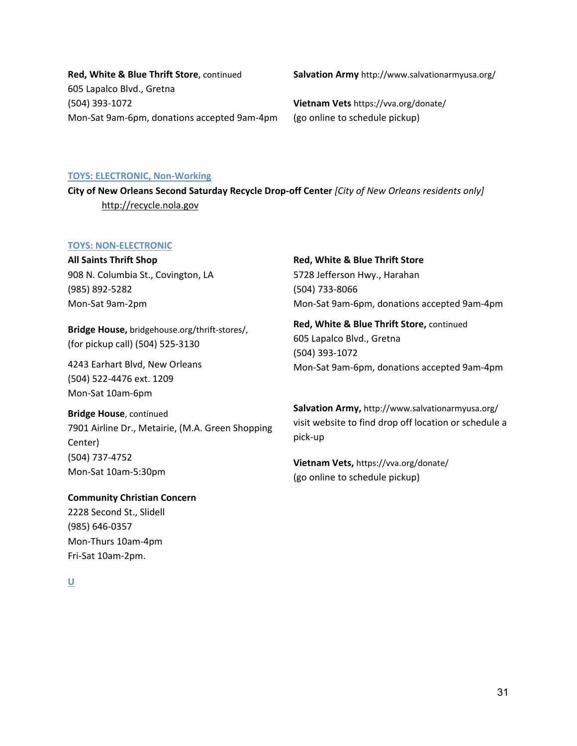**Red, White & Blue Thrift Store**, continued
605 Lapalco Blvd., Gretna
(504) 393-1072
Mon-Sat 9am-6pm, donations accepted 9am-4pm

**Salvation Army** http://www.salvationarmyusa.org/

**Vietnam Vets** https://vva.org/donate/
(go online to schedule pickup)

## TOYS: ELECTRONIC, Non-Working

**City of New Orleans Second Saturday Recycle Drop-off Center** *[City of New Orleans residents only]*
http://recycle.nola.gov

## TOYS: NON-ELECTRONIC

**All Saints Thrift Shop**
908 N. Columbia St., Covington, LA
(985) 892-5282
Mon-Sat 9am-2pm

**Bridge House,** bridgehouse.org/thrift-stores/,
(for pickup call) (504) 525-3130

4243 Earhart Blvd, New Orleans
(504) 522-4476 ext. 1209
Mon-Sat 10am-6pm

**Bridge House**, continued
7901 Airline Dr., Metairie, (M.A. Green Shopping Center)
(504) 737-4752
Mon-Sat 10am-5:30pm

**Community Christian Concern**
2228 Second St., Slidell
(985) 646-0357
Mon-Thurs 10am-4pm
Fri-Sat 10am-2pm.

**Red, White & Blue Thrift Store**
5728 Jefferson Hwy., Harahan
(504) 733-8066
Mon-Sat 9am-6pm, donations accepted 9am-4pm

**Red, White & Blue Thrift Store,** continued
605 Lapalco Blvd., Gretna
(504) 393-1072
Mon-Sat 9am-6pm, donations accepted 9am-4pm

**Salvation Army,** http://www.salvationarmyusa.org/
visit website to find drop off location or schedule a pick-up

**Vietnam Vets,** https://vva.org/donate/
(go online to schedule pickup)

## U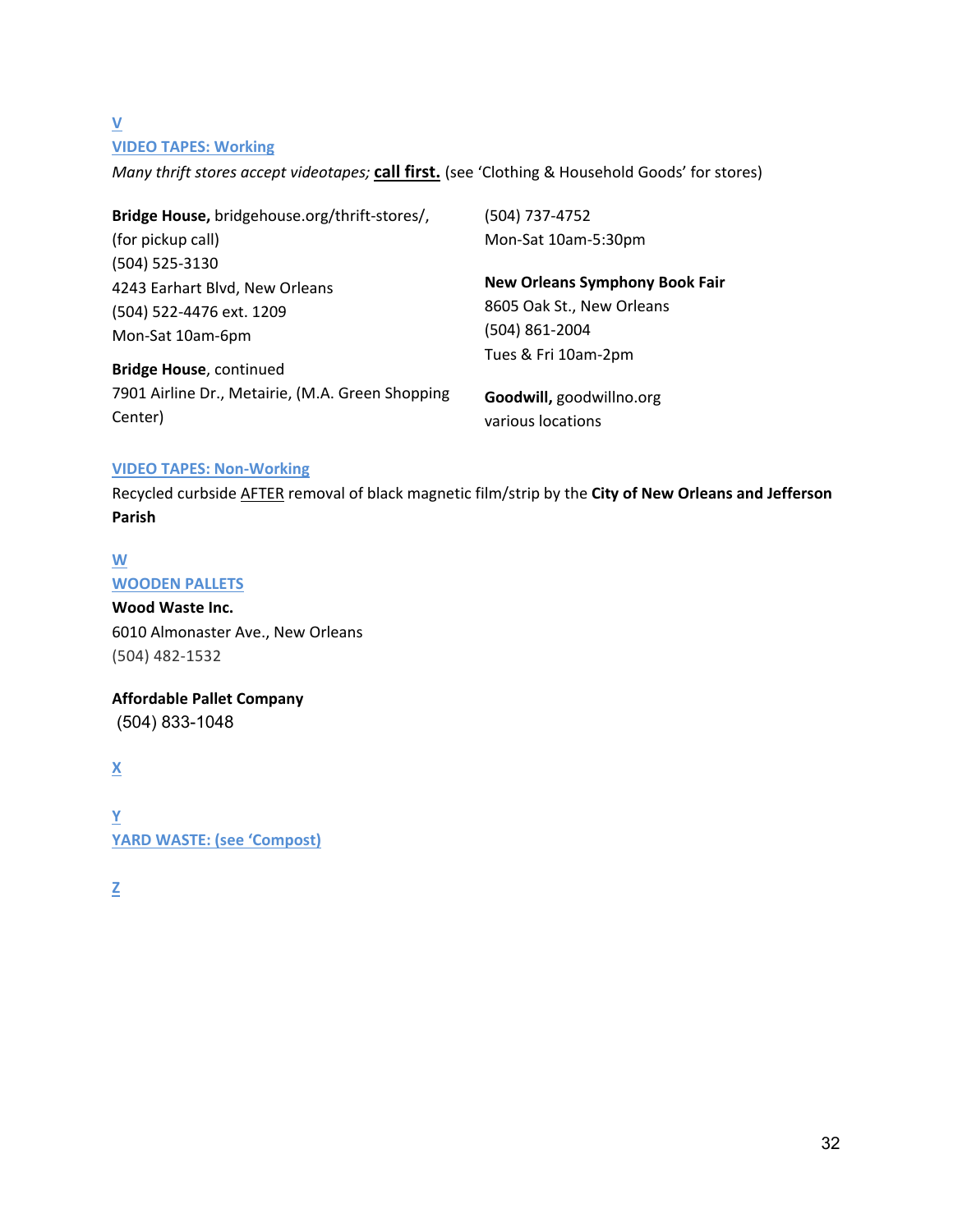## V

### VIDEO TAPES: Working

*Many thrift stores accept videotapes;* **call first.** (see 'Clothing & Household Goods' for stores)

**Bridge House,** bridgehouse.org/thrift-stores/,
(for pickup call)
(504) 525-3130
4243 Earhart Blvd, New Orleans
(504) 522-4476 ext. 1209
Mon-Sat 10am-6pm

**Bridge House**, continued
7901 Airline Dr., Metairie, (M.A. Green Shopping Center)
(504) 737-4752
Mon-Sat 10am-5:30pm

**New Orleans Symphony Book Fair**
8605 Oak St., New Orleans
(504) 861-2004
Tues & Fri 10am-2pm

**Goodwill,** goodwillno.org
various locations

### VIDEO TAPES: Non-Working

Recycled curbside AFTER removal of black magnetic film/strip by the **City of New Orleans and Jefferson Parish**

## W

### WOODEN PALLETS

**Wood Waste Inc.**
6010 Almonaster Ave., New Orleans
(504) 482-1532

**Affordable Pallet Company**
(504) 833-1048

## X

## Y

### YARD WASTE: (see 'Compost)

## Z